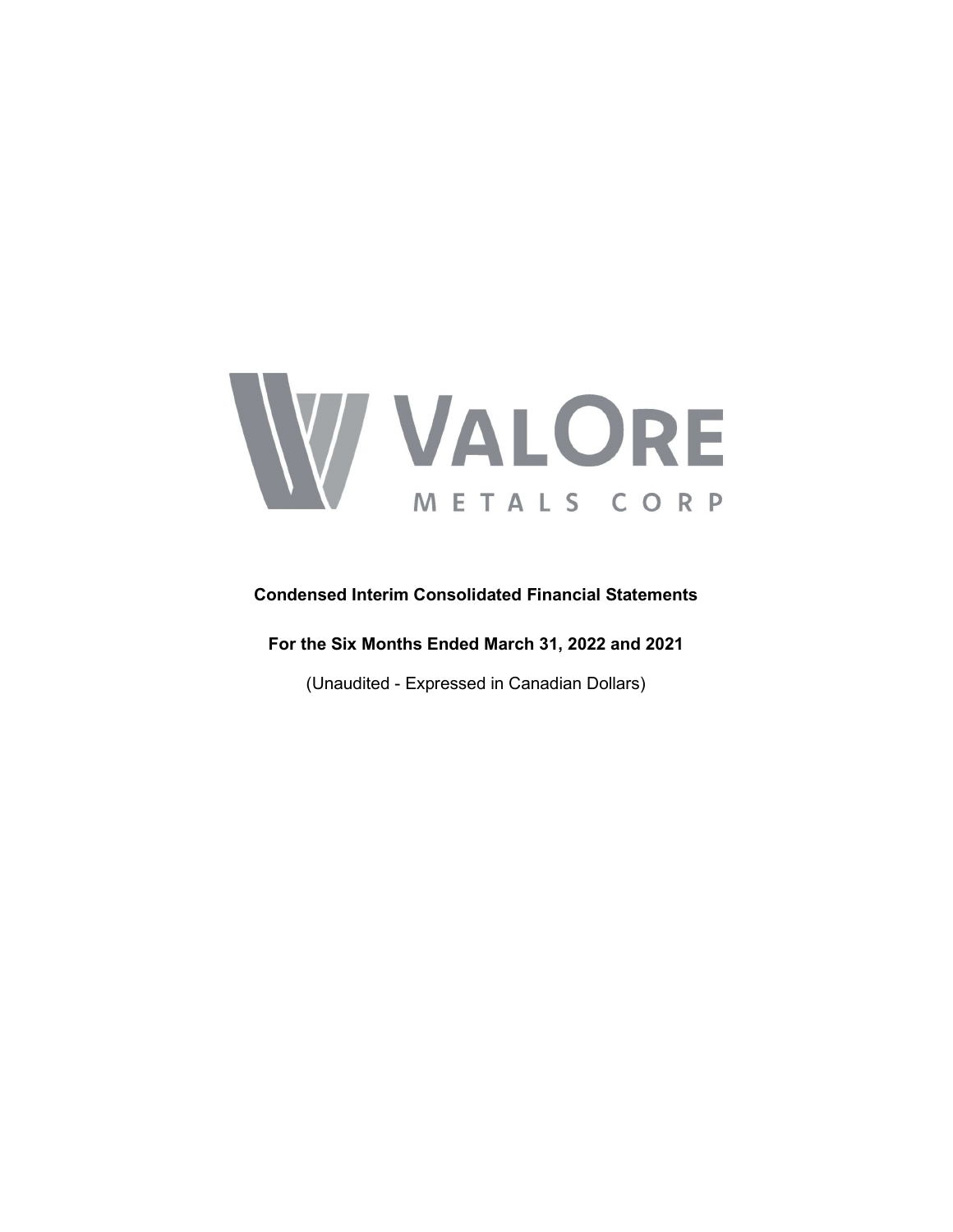VALORE
METALS CORP

**Condensed Interim Consolidated Financial Statements**

**For the Six Months Ended March 31, 2022 and 2021**

(Unaudited - Expressed in Canadian Dollars)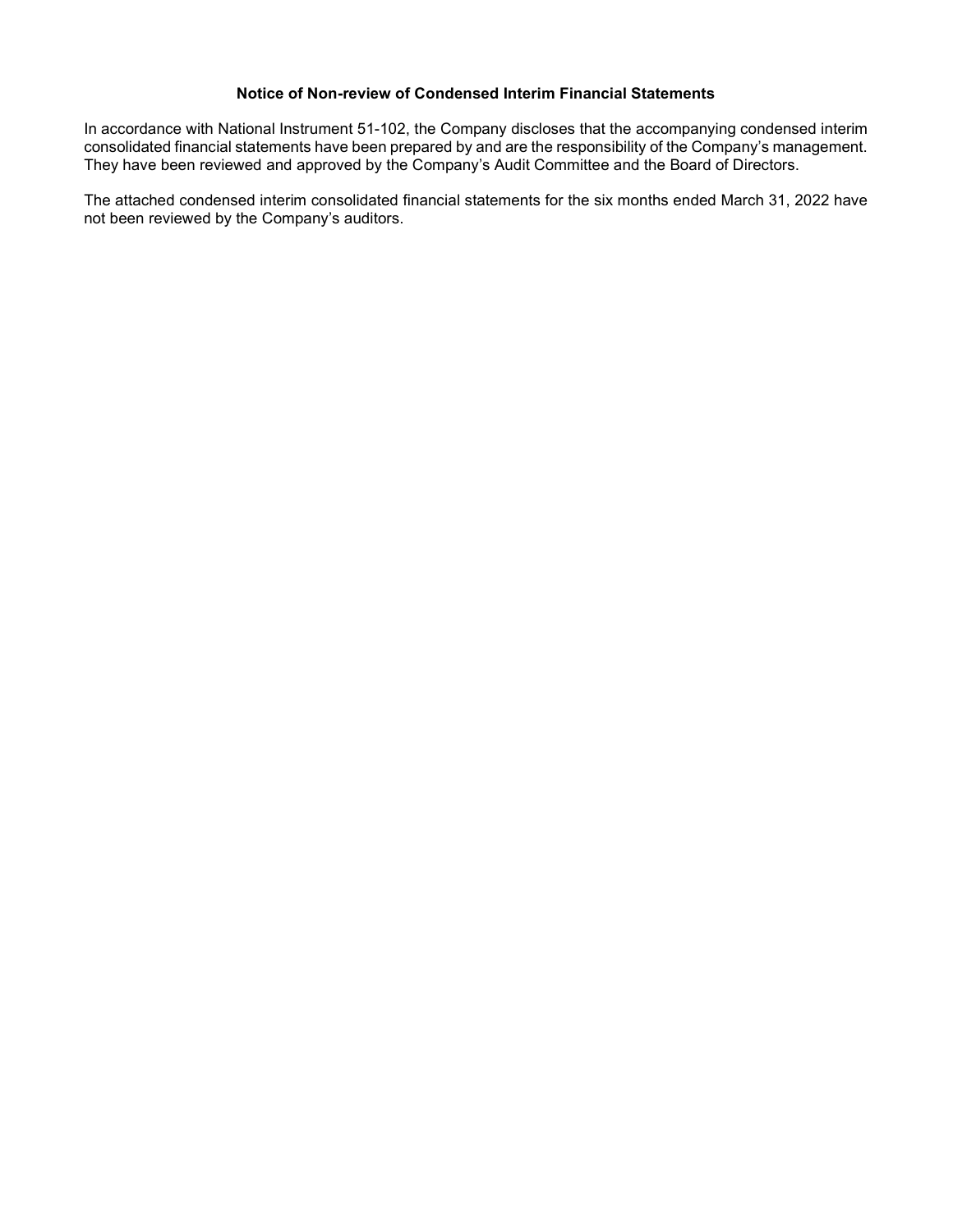**Notice of Non-review of Condensed Interim Financial Statements**

In accordance with National Instrument 51-102, the Company discloses that the accompanying condensed interim consolidated financial statements have been prepared by and are the responsibility of the Company's management. They have been reviewed and approved by the Company's Audit Committee and the Board of Directors.

The attached condensed interim consolidated financial statements for the six months ended March 31, 2022 have not been reviewed by the Company's auditors.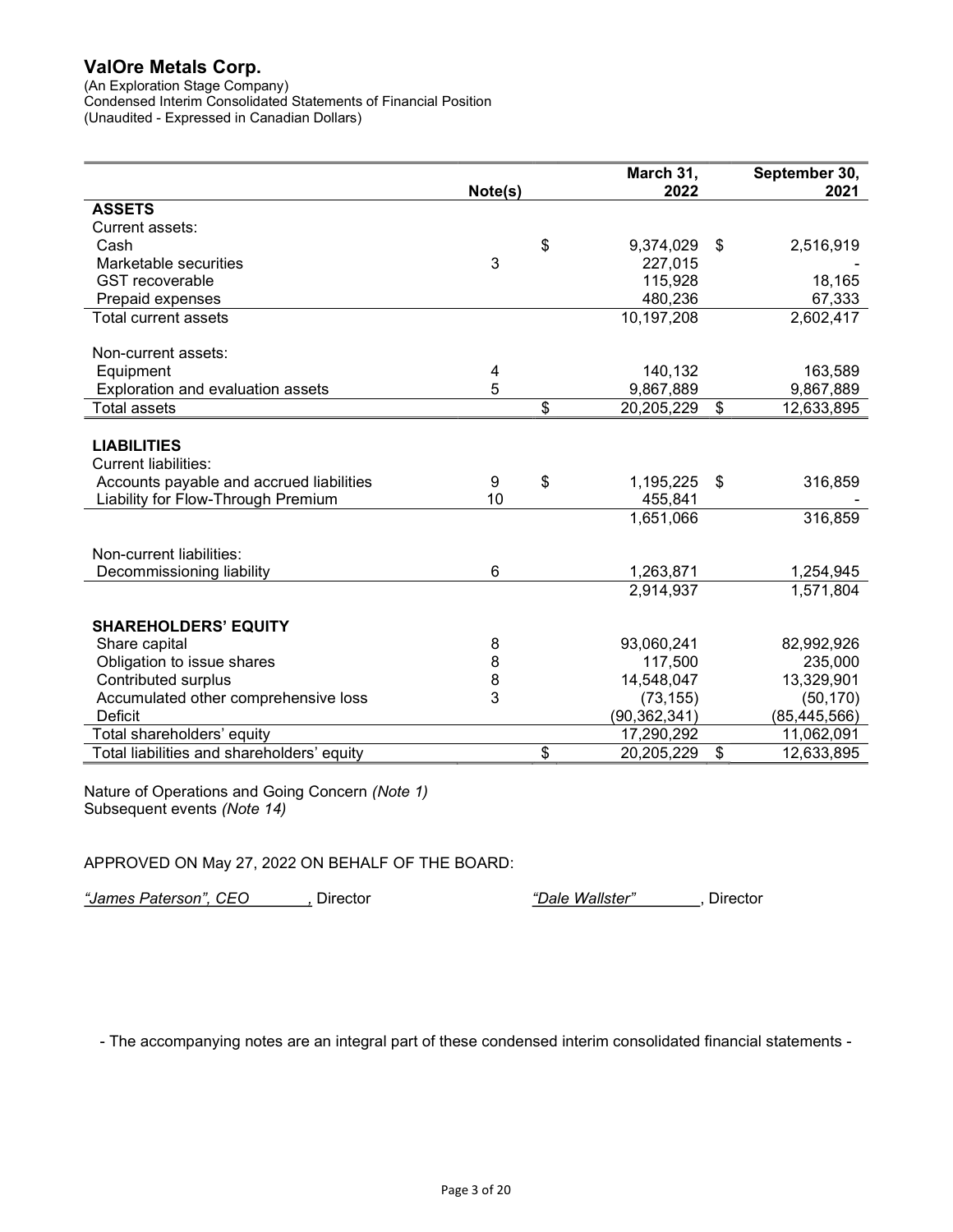# ValOre Metals Corp.

(An Exploration Stage Company)
Condensed Interim Consolidated Statements of Financial Position
(Unaudited - Expressed in Canadian Dollars)

| | Note(s) | March 31, 2022 | September 30, 2021 |
|---|---|---|---|
| **ASSETS** | | | |
| Current assets: | | | |
| Cash | | $ 9,374,029 | $ 2,516,919 |
| Marketable securities | 3 | 227,015 | - |
| GST recoverable | | 115,928 | 18,165 |
| Prepaid expenses | | 480,236 | 67,333 |
| Total current assets | | 10,197,208 | 2,602,417 |
| Non-current assets: | | | |
| Equipment | 4 | 140,132 | 163,589 |
| Exploration and evaluation assets | 5 | 9,867,889 | 9,867,889 |
| Total assets | | $ 20,205,229 | $ 12,633,895 |
| **LIABILITIES** | | | |
| Current liabilities: | | | |
| Accounts payable and accrued liabilities | 9 | $ 1,195,225 | $ 316,859 |
| Liability for Flow-Through Premium | 10 | 455,841 | - |
| | | 1,651,066 | 316,859 |
| Non-current liabilities: | | | |
| Decommissioning liability | 6 | 1,263,871 | 1,254,945 |
| | | 2,914,937 | 1,571,804 |
| **SHAREHOLDERS' EQUITY** | | | |
| Share capital | 8 | 93,060,241 | 82,992,926 |
| Obligation to issue shares | 8 | 117,500 | 235,000 |
| Contributed surplus | 8 | 14,548,047 | 13,329,901 |
| Accumulated other comprehensive loss | 3 | (73,155) | (50,170) |
| Deficit | | (90,362,341) | (85,445,566) |
| Total shareholders' equity | | 17,290,292 | 11,062,091 |
| Total liabilities and shareholders' equity | | $ 20,205,229 | $ 12,633,895 |

Nature of Operations and Going Concern *(Note 1)*
Subsequent events *(Note 14)*

APPROVED ON May 27, 2022 ON BEHALF OF THE BOARD:

*"James Paterson", CEO*, Director    *"Dale Wallster"*, Director

- The accompanying notes are an integral part of these condensed interim consolidated financial statements -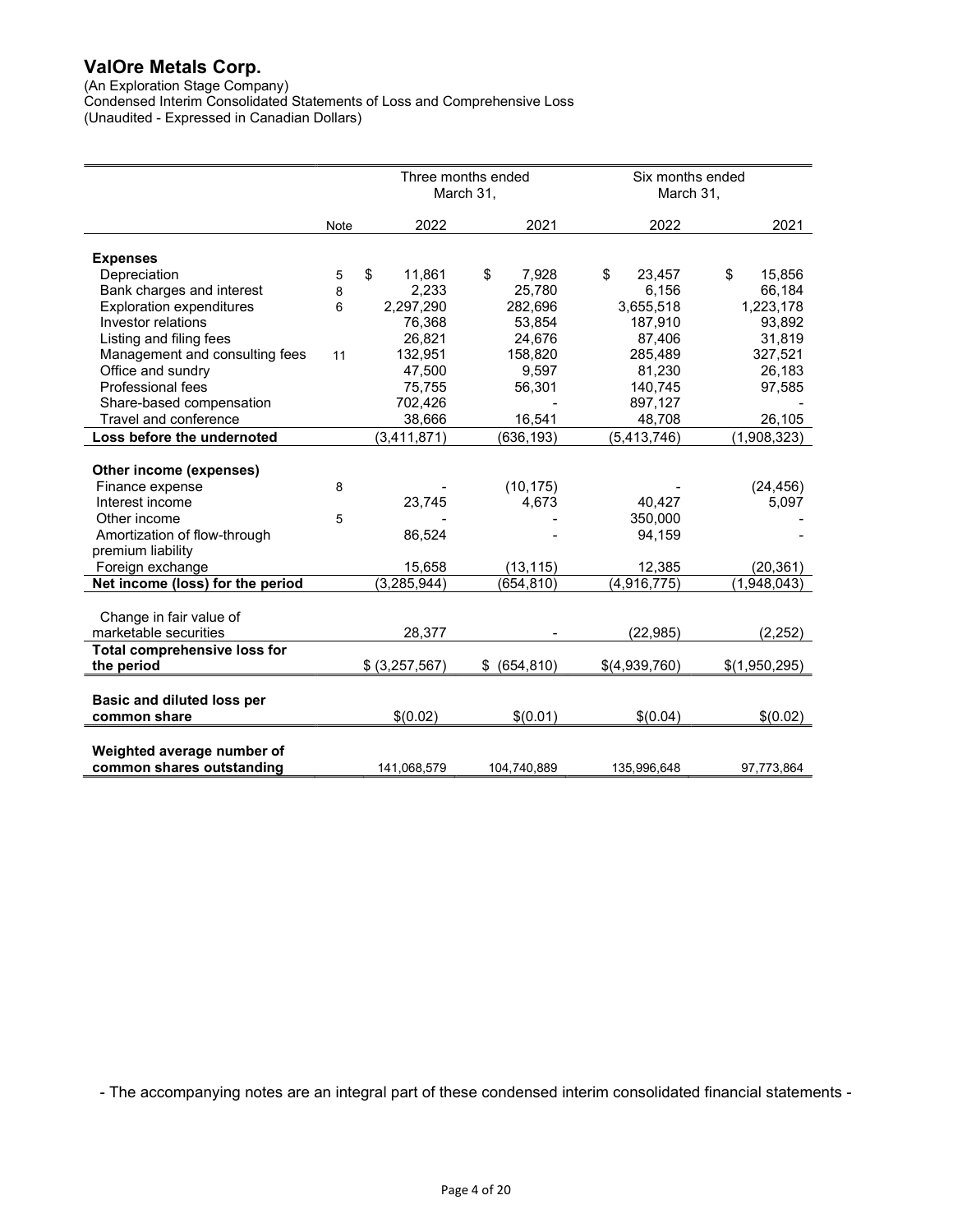# ValOre Metals Corp.

(An Exploration Stage Company)
Condensed Interim Consolidated Statements of Loss and Comprehensive Loss
(Unaudited - Expressed in Canadian Dollars)

| | | Three months ended March 31, | | Six months ended March 31, | |
|---|---|---|---|---|---|
| | Note | 2022 | 2021 | 2022 | 2021 |
| **Expenses** | | | | | |
| Depreciation | 5 | $ 11,861 | $ 7,928 | $ 23,457 | $ 15,856 |
| Bank charges and interest | 8 | 2,233 | 25,780 | 6,156 | 66,184 |
| Exploration expenditures | 6 | 2,297,290 | 282,696 | 3,655,518 | 1,223,178 |
| Investor relations | | 76,368 | 53,854 | 187,910 | 93,892 |
| Listing and filing fees | | 26,821 | 24,676 | 87,406 | 31,819 |
| Management and consulting fees | 11 | 132,951 | 158,820 | 285,489 | 327,521 |
| Office and sundry | | 47,500 | 9,597 | 81,230 | 26,183 |
| Professional fees | | 75,755 | 56,301 | 140,745 | 97,585 |
| Share-based compensation | | 702,426 | - | 897,127 | - |
| Travel and conference | | 38,666 | 16,541 | 48,708 | 26,105 |
| **Loss before the undernoted** | | (3,411,871) | (636,193) | (5,413,746) | (1,908,323) |
| **Other income (expenses)** | | | | | |
| Finance expense | 8 | - | (10,175) | - | (24,456) |
| Interest income | | 23,745 | 4,673 | 40,427 | 5,097 |
| Other income | 5 | - | - | 350,000 | - |
| Amortization of flow-through premium liability | | 86,524 | - | 94,159 | - |
| Foreign exchange | | 15,658 | (13,115) | 12,385 | (20,361) |
| **Net income (loss) for the period** | | (3,285,944) | (654,810) | (4,916,775) | (1,948,043) |
| Change in fair value of marketable securities | | 28,377 | - | (22,985) | (2,252) |
| **Total comprehensive loss for the period** | | $ (3,257,567) | $ (654,810) | $(4,939,760) | $(1,950,295) |
| **Basic and diluted loss per common share** | | $(0.02) | $(0.01) | $(0.04) | $(0.02) |
| **Weighted average number of common shares outstanding** | | 141,068,579 | 104,740,889 | 135,996,648 | 97,773,864 |

- The accompanying notes are an integral part of these condensed interim consolidated financial statements -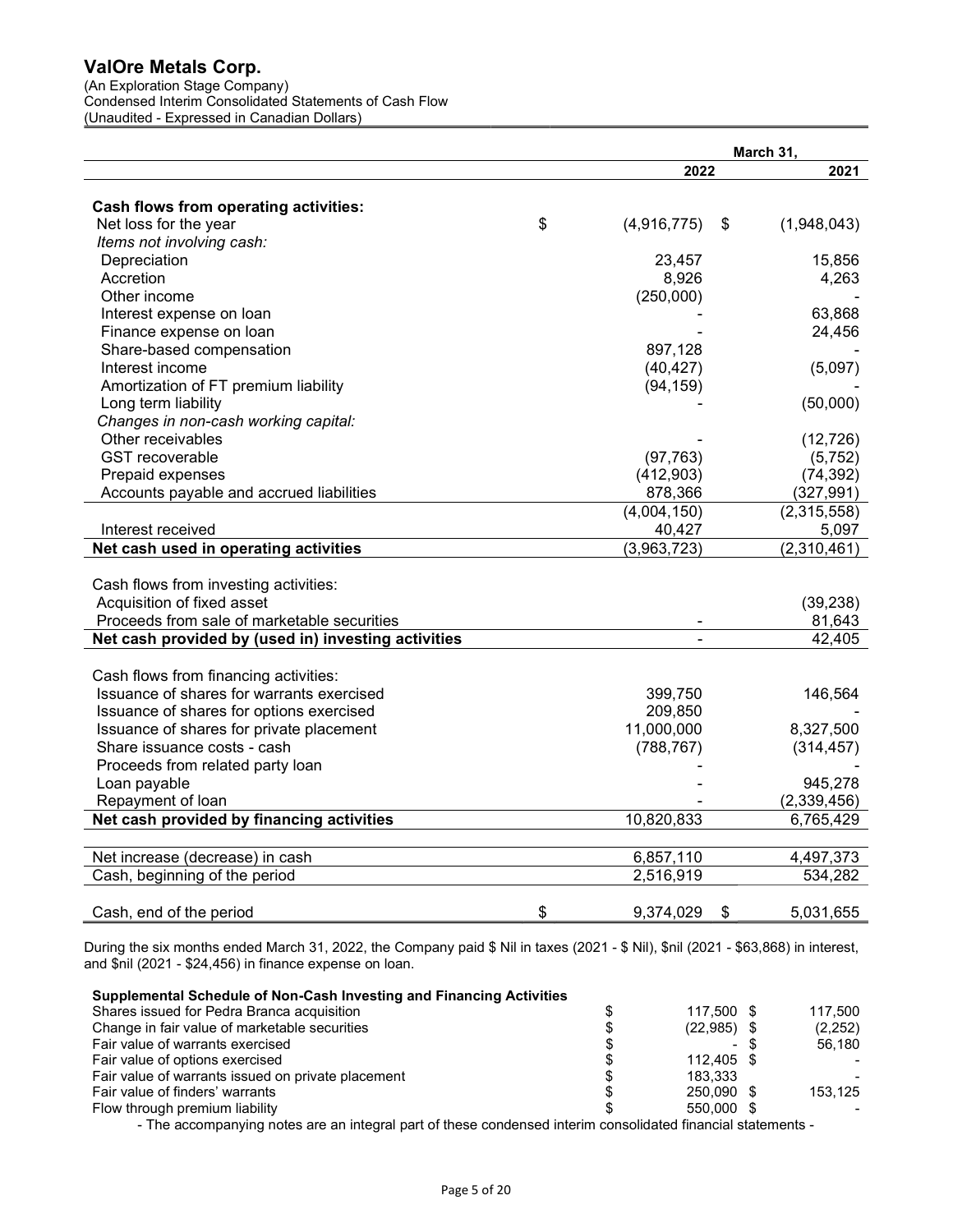# ValOre Metals Corp.

(An Exploration Stage Company)
Condensed Interim Consolidated Statements of Cash Flow
(Unaudited - Expressed in Canadian Dollars)

| | March 31, 2022 | March 31, 2021 |
|---|---|---|
| **Cash flows from operating activities:** | | |
| Net loss for the year | $ (4,916,775) | $ (1,948,043) |
| *Items not involving cash:* | | |
| Depreciation | 23,457 | 15,856 |
| Accretion | 8,926 | 4,263 |
| Other income | (250,000) | - |
| Interest expense on loan | - | 63,868 |
| Finance expense on loan | - | 24,456 |
| Share-based compensation | 897,128 | - |
| Interest income | (40,427) | (5,097) |
| Amortization of FT premium liability | (94,159) | - |
| Long term liability | - | (50,000) |
| *Changes in non-cash working capital:* | | |
| Other receivables | - | (12,726) |
| GST recoverable | (97,763) | (5,752) |
| Prepaid expenses | (412,903) | (74,392) |
| Accounts payable and accrued liabilities | 878,366 | (327,991) |
| | (4,004,150) | (2,315,558) |
| Interest received | 40,427 | 5,097 |
| **Net cash used in operating activities** | (3,963,723) | (2,310,461) |
| Cash flows from investing activities: | | |
| Acquisition of fixed asset | | (39,238) |
| Proceeds from sale of marketable securities | - | 81,643 |
| **Net cash provided by (used in) investing activities** | - | 42,405 |
| Cash flows from financing activities: | | |
| Issuance of shares for warrants exercised | 399,750 | 146,564 |
| Issuance of shares for options exercised | 209,850 | - |
| Issuance of shares for private placement | 11,000,000 | 8,327,500 |
| Share issuance costs - cash | (788,767) | (314,457) |
| Proceeds from related party loan | - | - |
| Loan payable | - | 945,278 |
| Repayment of loan | - | (2,339,456) |
| **Net cash provided by financing activities** | 10,820,833 | 6,765,429 |
| Net increase (decrease) in cash | 6,857,110 | 4,497,373 |
| Cash, beginning of the period | 2,516,919 | 534,282 |
| Cash, end of the period | $ 9,374,029 | $ 5,031,655 |

During the six months ended March 31, 2022, the Company paid $ Nil in taxes (2021 - $ Nil), $nil (2021 - $63,868) in interest, and $nil (2021 - $24,456) in finance expense on loan.

**Supplemental Schedule of Non-Cash Investing and Financing Activities**

| | 2022 | 2021 |
|---|---|---|
| Shares issued for Pedra Branca acquisition | $ 117,500 | $ 117,500 |
| Change in fair value of marketable securities | $ (22,985) | $ (2,252) |
| Fair value of warrants exercised | $ - | $ 56,180 |
| Fair value of options exercised | $ 112,405 | $ - |
| Fair value of warrants issued on private placement | $ 183,333 | - |
| Fair value of finders' warrants | $ 250,090 | $ 153,125 |
| Flow through premium liability | $ 550,000 | $ - |

- The accompanying notes are an integral part of these condensed interim consolidated financial statements -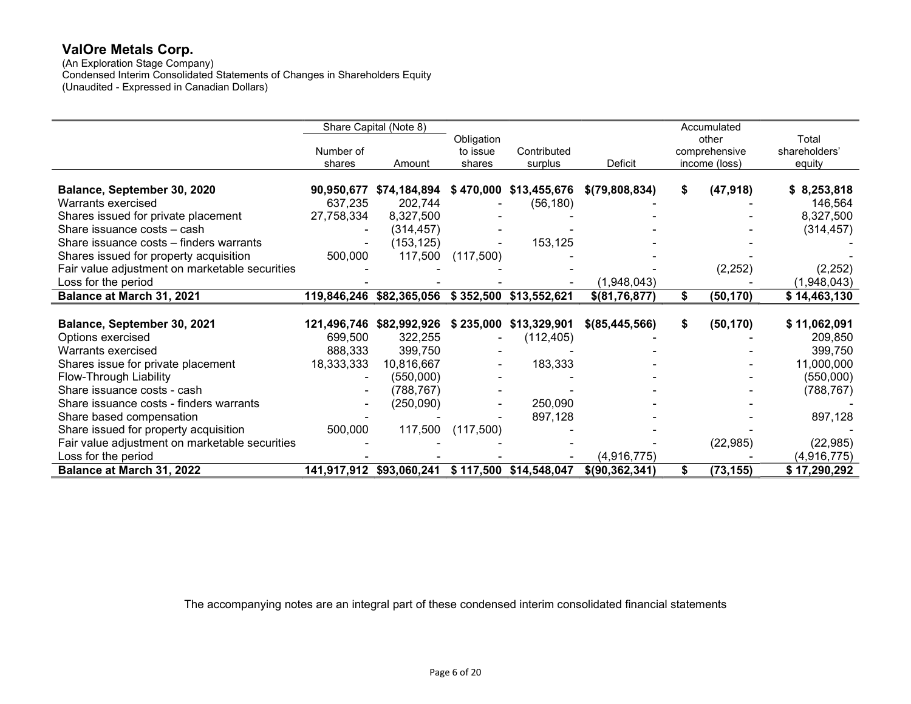# ValOre Metals Corp.

(An Exploration Stage Company)
Condensed Interim Consolidated Statements of Changes in Shareholders Equity
(Unaudited - Expressed in Canadian Dollars)

| | Share Capital (Note 8) | | | | | | |
|---|---|---|---|---|---|---|---|
| | Number of shares | Amount | Obligation to issue shares | Contributed surplus | Deficit | Accumulated other comprehensive income (loss) | Total shareholders' equity |
| **Balance, September 30, 2020** | **90,950,677** | **$74,184,894** | **$ 470,000** | **$13,455,676** | **$(79,808,834)** | **$ (47,918)** | **$ 8,253,818** |
| Warrants exercised | 637,235 | 202,744 | - | (56,180) | - | - | 146,564 |
| Shares issued for private placement | 27,758,334 | 8,327,500 | - | - | - | - | 8,327,500 |
| Share issuance costs – cash | - | (314,457) | - | - | - | - | (314,457) |
| Share issuance costs – finders warrants | - | (153,125) | - | 153,125 | - | - | - |
| Shares issued for property acquisition | 500,000 | 117,500 | (117,500) | - | - | - | - |
| Fair value adjustment on marketable securities | - | - | - | - | - | (2,252) | (2,252) |
| Loss for the period | - | - | - | - | (1,948,043) | - | (1,948,043) |
| **Balance at March 31, 2021** | **119,846,246** | **$82,365,056** | **$ 352,500** | **$13,552,621** | **$(81,76,877)** | **$ (50,170)** | **$ 14,463,130** |
| | | | | | | | |
| **Balance, September 30, 2021** | **121,496,746** | **$82,992,926** | **$ 235,000** | **$13,329,901** | **$(85,445,566)** | **$ (50,170)** | **$ 11,062,091** |
| Options exercised | 699,500 | 322,255 | - | (112,405) | - | - | 209,850 |
| Warrants exercised | 888,333 | 399,750 | - | - | - | - | 399,750 |
| Shares issue for private placement | 18,333,333 | 10,816,667 | - | 183,333 | - | - | 11,000,000 |
| Flow-Through Liability | - | (550,000) | - | - | - | - | (550,000) |
| Share issuance costs - cash | - | (788,767) | - | - | - | - | (788,767) |
| Share issuance costs - finders warrants | - | (250,090) | - | 250,090 | - | - | - |
| Share based compensation | - | - | - | 897,128 | - | - | 897,128 |
| Share issued for property acquisition | 500,000 | 117,500 | (117,500) | - | - | - | - |
| Fair value adjustment on marketable securities | - | - | - | - | - | (22,985) | (22,985) |
| Loss for the period | - | - | - | - | (4,916,775) | - | (4,916,775) |
| **Balance at March 31, 2022** | **141,917,912** | **$93,060,241** | **$ 117,500** | **$14,548,047** | **$(90,362,341)** | **$ (73,155)** | **$ 17,290,292** |

The accompanying notes are an integral part of these condensed interim consolidated financial statements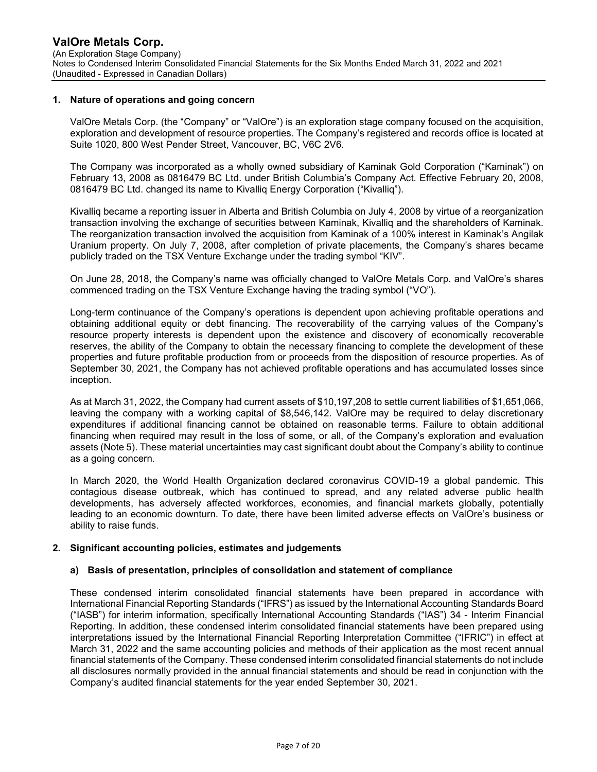## 1. Nature of operations and going concern

ValOre Metals Corp. (the "Company" or "ValOre") is an exploration stage company focused on the acquisition, exploration and development of resource properties. The Company's registered and records office is located at Suite 1020, 800 West Pender Street, Vancouver, BC, V6C 2V6.

The Company was incorporated as a wholly owned subsidiary of Kaminak Gold Corporation ("Kaminak") on February 13, 2008 as 0816479 BC Ltd. under British Columbia's Company Act. Effective February 20, 2008, 0816479 BC Ltd. changed its name to Kivalliq Energy Corporation ("Kivalliq").

Kivalliq became a reporting issuer in Alberta and British Columbia on July 4, 2008 by virtue of a reorganization transaction involving the exchange of securities between Kaminak, Kivalliq and the shareholders of Kaminak. The reorganization transaction involved the acquisition from Kaminak of a 100% interest in Kaminak's Angilak Uranium property. On July 7, 2008, after completion of private placements, the Company's shares became publicly traded on the TSX Venture Exchange under the trading symbol "KIV".

On June 28, 2018, the Company's name was officially changed to ValOre Metals Corp. and ValOre's shares commenced trading on the TSX Venture Exchange having the trading symbol ("VO").

Long-term continuance of the Company's operations is dependent upon achieving profitable operations and obtaining additional equity or debt financing. The recoverability of the carrying values of the Company's resource property interests is dependent upon the existence and discovery of economically recoverable reserves, the ability of the Company to obtain the necessary financing to complete the development of these properties and future profitable production from or proceeds from the disposition of resource properties. As of September 30, 2021, the Company has not achieved profitable operations and has accumulated losses since inception.

As at March 31, 2022, the Company had current assets of $10,197,208 to settle current liabilities of $1,651,066, leaving the company with a working capital of $8,546,142. ValOre may be required to delay discretionary expenditures if additional financing cannot be obtained on reasonable terms. Failure to obtain additional financing when required may result in the loss of some, or all, of the Company's exploration and evaluation assets (Note 5). These material uncertainties may cast significant doubt about the Company's ability to continue as a going concern.

In March 2020, the World Health Organization declared coronavirus COVID-19 a global pandemic. This contagious disease outbreak, which has continued to spread, and any related adverse public health developments, has adversely affected workforces, economies, and financial markets globally, potentially leading to an economic downturn. To date, there have been limited adverse effects on ValOre's business or ability to raise funds.

## 2. Significant accounting policies, estimates and judgements

### a) Basis of presentation, principles of consolidation and statement of compliance

These condensed interim consolidated financial statements have been prepared in accordance with International Financial Reporting Standards ("IFRS") as issued by the International Accounting Standards Board ("IASB") for interim information, specifically International Accounting Standards ("IAS") 34 - Interim Financial Reporting. In addition, these condensed interim consolidated financial statements have been prepared using interpretations issued by the International Financial Reporting Interpretation Committee ("IFRIC") in effect at March 31, 2022 and the same accounting policies and methods of their application as the most recent annual financial statements of the Company. These condensed interim consolidated financial statements do not include all disclosures normally provided in the annual financial statements and should be read in conjunction with the Company's audited financial statements for the year ended September 30, 2021.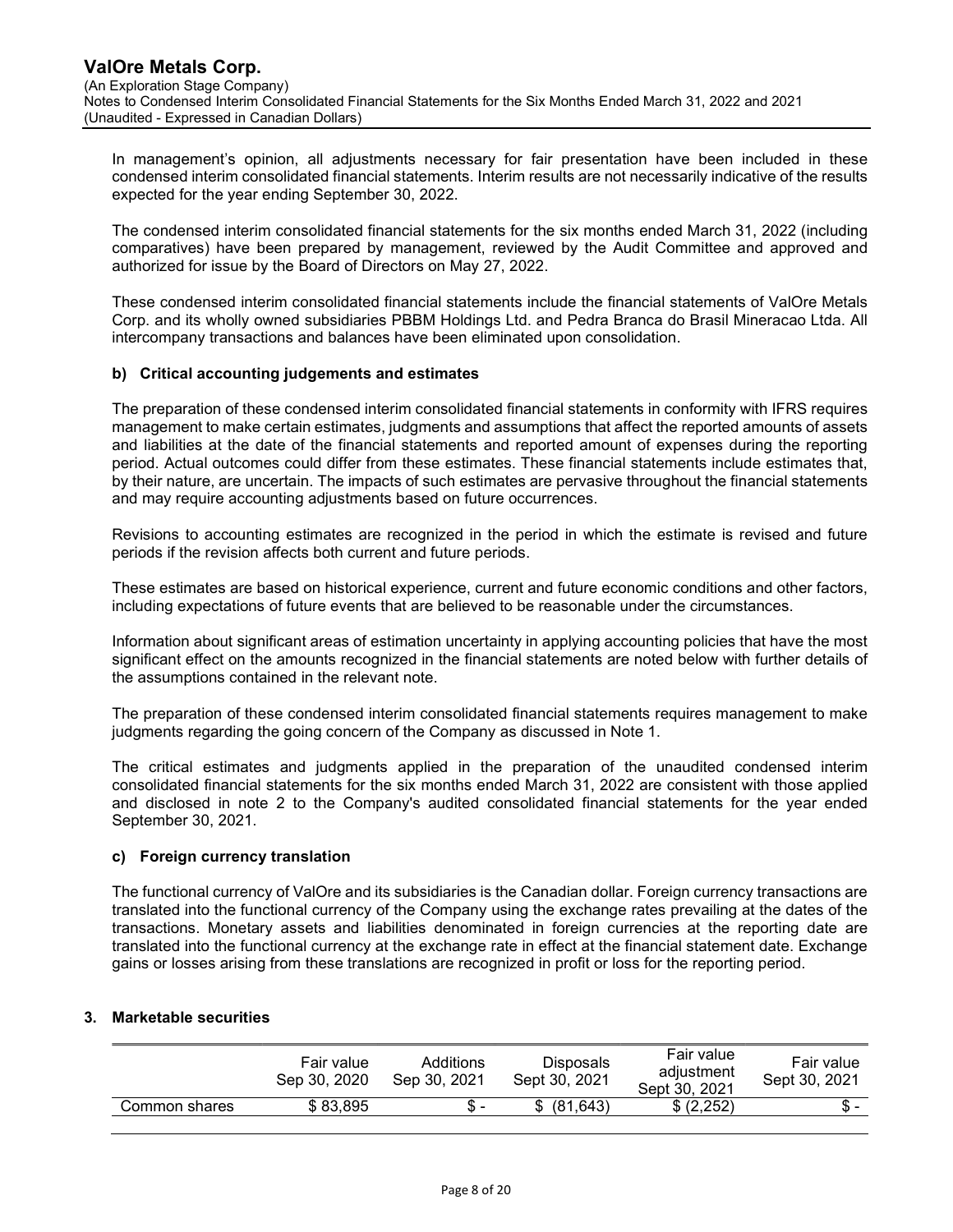In management's opinion, all adjustments necessary for fair presentation have been included in these condensed interim consolidated financial statements. Interim results are not necessarily indicative of the results expected for the year ending September 30, 2022.

The condensed interim consolidated financial statements for the six months ended March 31, 2022 (including comparatives) have been prepared by management, reviewed by the Audit Committee and approved and authorized for issue by the Board of Directors on May 27, 2022.

These condensed interim consolidated financial statements include the financial statements of ValOre Metals Corp. and its wholly owned subsidiaries PBBM Holdings Ltd. and Pedra Branca do Brasil Mineracao Ltda. All intercompany transactions and balances have been eliminated upon consolidation.

### b) Critical accounting judgements and estimates

The preparation of these condensed interim consolidated financial statements in conformity with IFRS requires management to make certain estimates, judgments and assumptions that affect the reported amounts of assets and liabilities at the date of the financial statements and reported amount of expenses during the reporting period. Actual outcomes could differ from these estimates. These financial statements include estimates that, by their nature, are uncertain. The impacts of such estimates are pervasive throughout the financial statements and may require accounting adjustments based on future occurrences.

Revisions to accounting estimates are recognized in the period in which the estimate is revised and future periods if the revision affects both current and future periods.

These estimates are based on historical experience, current and future economic conditions and other factors, including expectations of future events that are believed to be reasonable under the circumstances.

Information about significant areas of estimation uncertainty in applying accounting policies that have the most significant effect on the amounts recognized in the financial statements are noted below with further details of the assumptions contained in the relevant note.

The preparation of these condensed interim consolidated financial statements requires management to make judgments regarding the going concern of the Company as discussed in Note 1.

The critical estimates and judgments applied in the preparation of the unaudited condensed interim consolidated financial statements for the six months ended March 31, 2022 are consistent with those applied and disclosed in note 2 to the Company's audited consolidated financial statements for the year ended September 30, 2021.

### c) Foreign currency translation

The functional currency of ValOre and its subsidiaries is the Canadian dollar. Foreign currency transactions are translated into the functional currency of the Company using the exchange rates prevailing at the dates of the transactions. Monetary assets and liabilities denominated in foreign currencies at the reporting date are translated into the functional currency at the exchange rate in effect at the financial statement date. Exchange gains or losses arising from these translations are recognized in profit or loss for the reporting period.

## 3. Marketable securities

| | Fair value Sep 30, 2020 | Additions Sep 30, 2021 | Disposals Sept 30, 2021 | Fair value adjustment Sept 30, 2021 | Fair value Sept 30, 2021 |
|---|---|---|---|---|---|
| Common shares | $ 83,895 | $ - | $ (81,643) | $ (2,252) | $ - |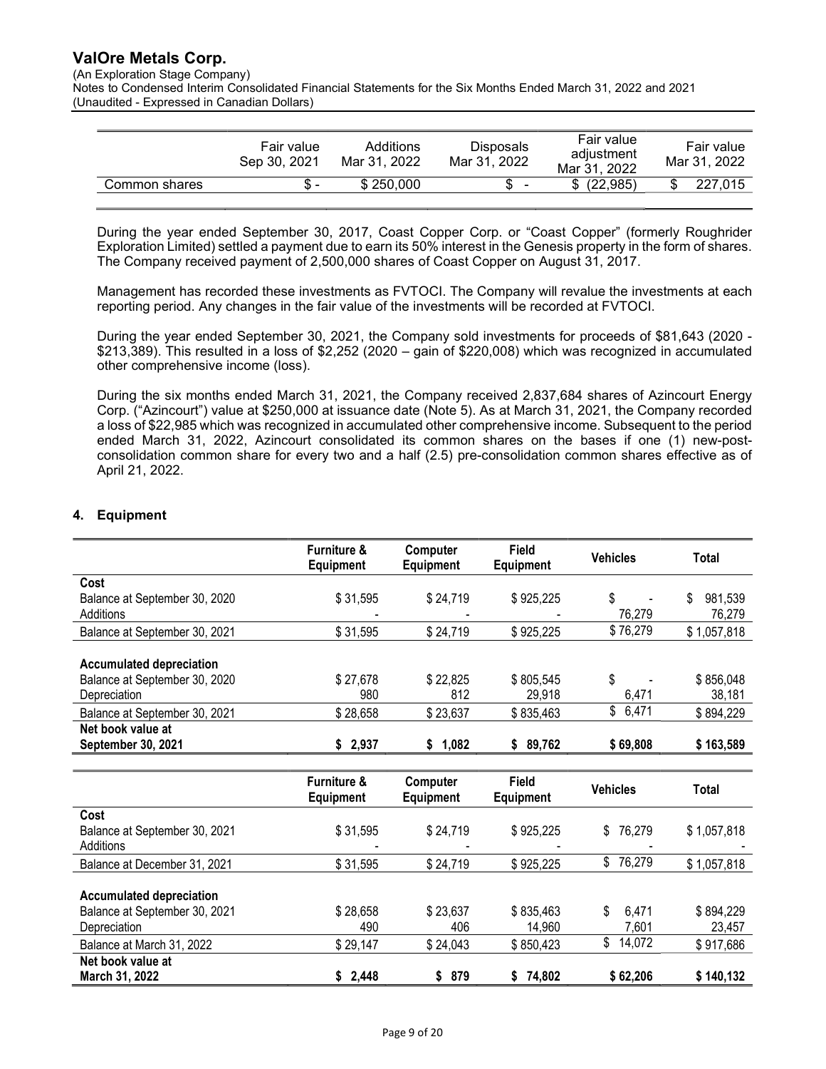| | Fair value Sep 30, 2021 | Additions Mar 31, 2022 | Disposals Mar 31, 2022 | Fair value adjustment Mar 31, 2022 | Fair value Mar 31, 2022 |
|---|---|---|---|---|---|
| Common shares | $ - | $ 250,000 | $ - | $ (22,985) | $ 227,015 |

During the year ended September 30, 2017, Coast Copper Corp. or "Coast Copper" (formerly Roughrider Exploration Limited) settled a payment due to earn its 50% interest in the Genesis property in the form of shares. The Company received payment of 2,500,000 shares of Coast Copper on August 31, 2017.

Management has recorded these investments as FVTOCI. The Company will revalue the investments at each reporting period. Any changes in the fair value of the investments will be recorded at FVTOCI.

During the year ended September 30, 2021, the Company sold investments for proceeds of $81,643 (2020 - $213,389). This resulted in a loss of $2,252 (2020 – gain of $220,008) which was recognized in accumulated other comprehensive income (loss).

During the six months ended March 31, 2021, the Company received 2,837,684 shares of Azincourt Energy Corp. ("Azincourt") value at $250,000 at issuance date (Note 5). As at March 31, 2021, the Company recorded a loss of $22,985 which was recognized in accumulated other comprehensive income. Subsequent to the period ended March 31, 2022, Azincourt consolidated its common shares on the bases if one (1) new-post-consolidation common share for every two and a half (2.5) pre-consolidation common shares effective as of April 21, 2022.

## 4. Equipment

| | Furniture & Equipment | Computer Equipment | Field Equipment | Vehicles | Total |
|---|---|---|---|---|---|
| **Cost** | | | | | |
| Balance at September 30, 2020 | $ 31,595 | $ 24,719 | $ 925,225 | $ - | $ 981,539 |
| Additions | - | - | - | 76,279 | 76,279 |
| Balance at September 30, 2021 | $ 31,595 | $ 24,719 | $ 925,225 | $ 76,279 | $ 1,057,818 |
| **Accumulated depreciation** | | | | | |
| Balance at September 30, 2020 | $ 27,678 | $ 22,825 | $ 805,545 | $ - | $ 856,048 |
| Depreciation | 980 | 812 | 29,918 | 6,471 | 38,181 |
| Balance at September 30, 2021 | $ 28,658 | $ 23,637 | $ 835,463 | $ 6,471 | $ 894,229 |
| **Net book value at September 30, 2021** | **$ 2,937** | **$ 1,082** | **$ 89,762** | **$ 69,808** | **$ 163,589** |

| | Furniture & Equipment | Computer Equipment | Field Equipment | Vehicles | Total |
|---|---|---|---|---|---|
| **Cost** | | | | | |
| Balance at September 30, 2021 | $ 31,595 | $ 24,719 | $ 925,225 | $ 76,279 | $ 1,057,818 |
| Additions | - | - | - | - | - |
| Balance at December 31, 2021 | $ 31,595 | $ 24,719 | $ 925,225 | $ 76,279 | $ 1,057,818 |
| **Accumulated depreciation** | | | | | |
| Balance at September 30, 2021 | $ 28,658 | $ 23,637 | $ 835,463 | $ 6,471 | $ 894,229 |
| Depreciation | 490 | 406 | 14,960 | 7,601 | 23,457 |
| Balance at March 31, 2022 | $ 29,147 | $ 24,043 | $ 850,423 | $ 14,072 | $ 917,686 |
| **Net book value at March 31, 2022** | **$ 2,448** | **$ 879** | **$ 74,802** | **$ 62,206** | **$ 140,132** |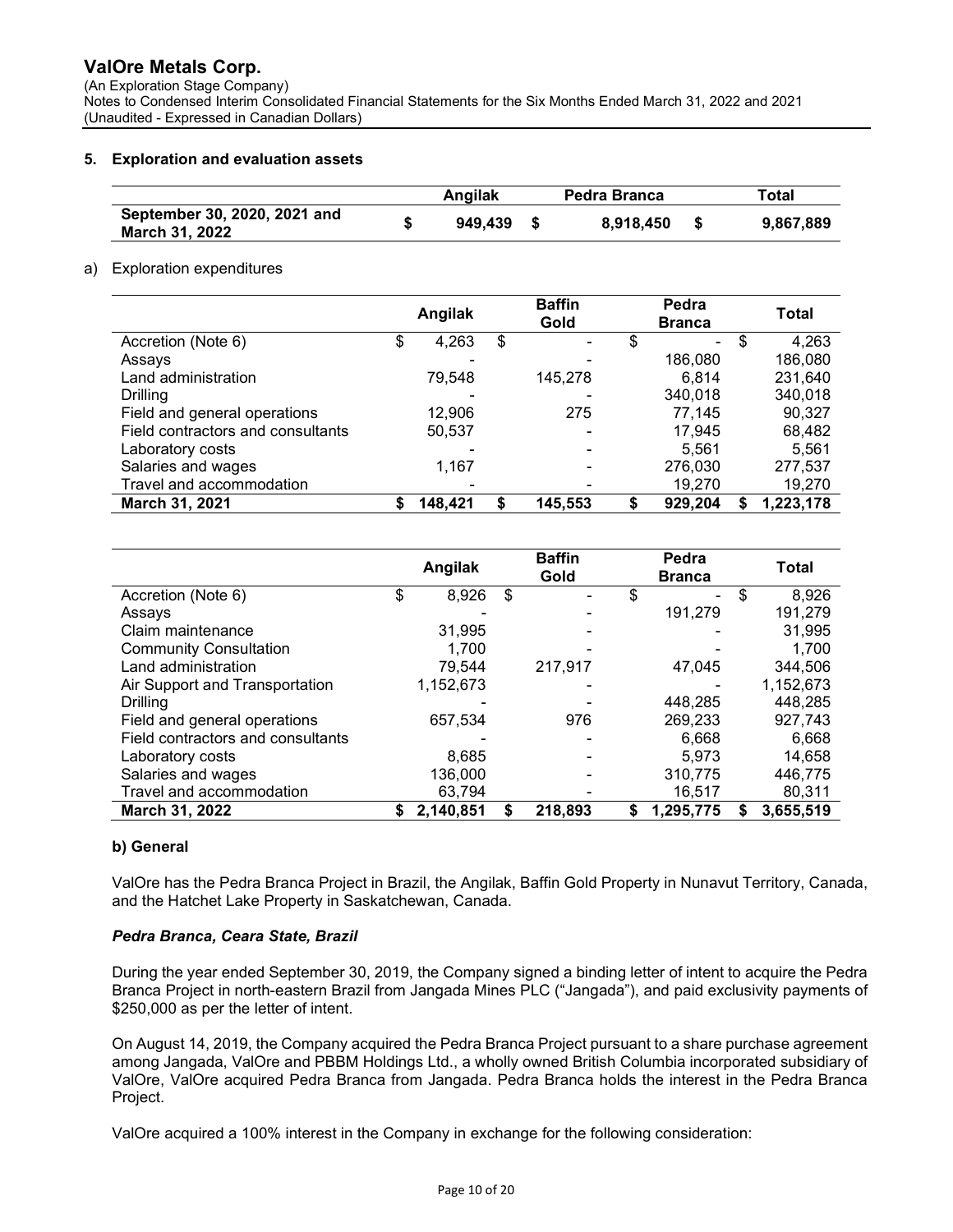## 5. Exploration and evaluation assets

| | Angilak | Pedra Branca | Total |
|---|---|---|---|
| **September 30, 2020, 2021 and March 31, 2022** | **$ 949,439** | **$ 8,918,450** | **$ 9,867,889** |

a) Exploration expenditures

| | Angilak | Baffin Gold | Pedra Branca | Total |
|---|---|---|---|---|
| Accretion (Note 6) | $ 4,263 | $ - | $ - | $ 4,263 |
| Assays | - | - | 186,080 | 186,080 |
| Land administration | 79,548 | 145,278 | 6,814 | 231,640 |
| Drilling | - | - | 340,018 | 340,018 |
| Field and general operations | 12,906 | 275 | 77,145 | 90,327 |
| Field contractors and consultants | 50,537 | - | 17,945 | 68,482 |
| Laboratory costs | - | - | 5,561 | 5,561 |
| Salaries and wages | 1,167 | - | 276,030 | 277,537 |
| Travel and accommodation | - | - | 19,270 | 19,270 |
| **March 31, 2021** | **$ 148,421** | **$ 145,553** | **$ 929,204** | **$ 1,223,178** |

| | Angilak | Baffin Gold | Pedra Branca | Total |
|---|---|---|---|---|
| Accretion (Note 6) | $ 8,926 | $ - | $ - | $ 8,926 |
| Assays | - | - | 191,279 | 191,279 |
| Claim maintenance | 31,995 | - | - | 31,995 |
| Community Consultation | 1,700 | - | - | 1,700 |
| Land administration | 79,544 | 217,917 | 47,045 | 344,506 |
| Air Support and Transportation | 1,152,673 | - | - | 1,152,673 |
| Drilling | - | - | 448,285 | 448,285 |
| Field and general operations | 657,534 | 976 | 269,233 | 927,743 |
| Field contractors and consultants | - | - | 6,668 | 6,668 |
| Laboratory costs | 8,685 | - | 5,973 | 14,658 |
| Salaries and wages | 136,000 | - | 310,775 | 446,775 |
| Travel and accommodation | 63,794 | - | 16,517 | 80,311 |
| **March 31, 2022** | **$ 2,140,851** | **$ 218,893** | **$ 1,295,775** | **$ 3,655,519** |

**b) General**

ValOre has the Pedra Branca Project in Brazil, the Angilak, Baffin Gold Property in Nunavut Territory, Canada, and the Hatchet Lake Property in Saskatchewan, Canada.

***Pedra Branca, Ceara State, Brazil***

During the year ended September 30, 2019, the Company signed a binding letter of intent to acquire the Pedra Branca Project in north-eastern Brazil from Jangada Mines PLC ("Jangada"), and paid exclusivity payments of $250,000 as per the letter of intent.

On August 14, 2019, the Company acquired the Pedra Branca Project pursuant to a share purchase agreement among Jangada, ValOre and PBBM Holdings Ltd., a wholly owned British Columbia incorporated subsidiary of ValOre, ValOre acquired Pedra Branca from Jangada. Pedra Branca holds the interest in the Pedra Branca Project.

ValOre acquired a 100% interest in the Company in exchange for the following consideration: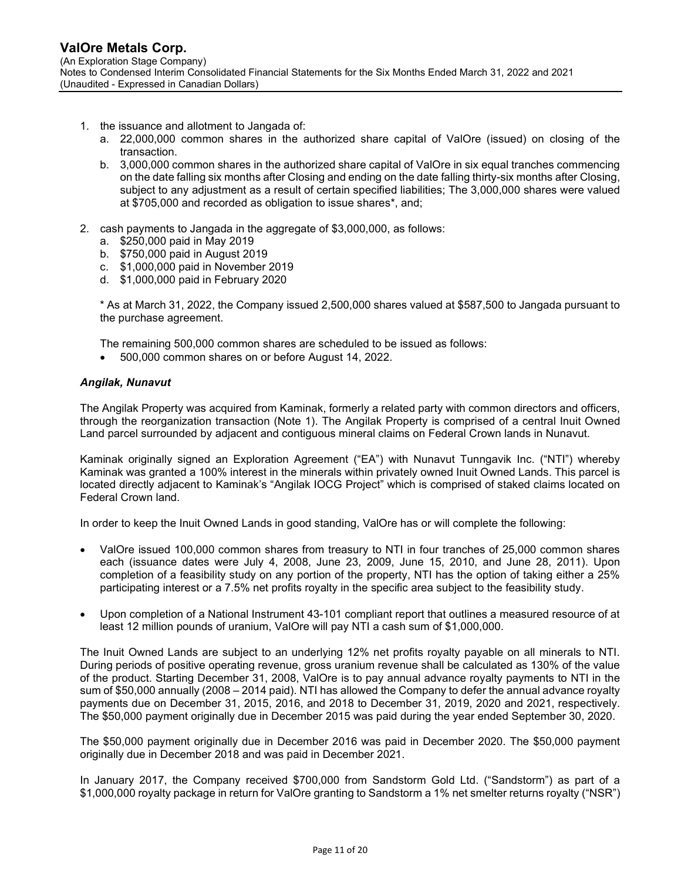1. the issuance and allotment to Jangada of:
   a. 22,000,000 common shares in the authorized share capital of ValOre (issued) on closing of the transaction.
   b. 3,000,000 common shares in the authorized share capital of ValOre in six equal tranches commencing on the date falling six months after Closing and ending on the date falling thirty-six months after Closing, subject to any adjustment as a result of certain specified liabilities; The 3,000,000 shares were valued at $705,000 and recorded as obligation to issue shares*, and;

2. cash payments to Jangada in the aggregate of $3,000,000, as follows:
   a. $250,000 paid in May 2019
   b. $750,000 paid in August 2019
   c. $1,000,000 paid in November 2019
   d. $1,000,000 paid in February 2020

   * As at March 31, 2022, the Company issued 2,500,000 shares valued at $587,500 to Jangada pursuant to the purchase agreement.

   The remaining 500,000 common shares are scheduled to be issued as follows:

   - 500,000 common shares on or before August 14, 2022.

***Angilak, Nunavut***

The Angilak Property was acquired from Kaminak, formerly a related party with common directors and officers, through the reorganization transaction (Note 1). The Angilak Property is comprised of a central Inuit Owned Land parcel surrounded by adjacent and contiguous mineral claims on Federal Crown lands in Nunavut.

Kaminak originally signed an Exploration Agreement ("EA") with Nunavut Tunngavik Inc. ("NTI") whereby Kaminak was granted a 100% interest in the minerals within privately owned Inuit Owned Lands. This parcel is located directly adjacent to Kaminak's "Angilak IOCG Project" which is comprised of staked claims located on Federal Crown land.

In order to keep the Inuit Owned Lands in good standing, ValOre has or will complete the following:

- ValOre issued 100,000 common shares from treasury to NTI in four tranches of 25,000 common shares each (issuance dates were July 4, 2008, June 23, 2009, June 15, 2010, and June 28, 2011). Upon completion of a feasibility study on any portion of the property, NTI has the option of taking either a 25% participating interest or a 7.5% net profits royalty in the specific area subject to the feasibility study.

- Upon completion of a National Instrument 43-101 compliant report that outlines a measured resource of at least 12 million pounds of uranium, ValOre will pay NTI a cash sum of $1,000,000.

The Inuit Owned Lands are subject to an underlying 12% net profits royalty payable on all minerals to NTI. During periods of positive operating revenue, gross uranium revenue shall be calculated as 130% of the value of the product. Starting December 31, 2008, ValOre is to pay annual advance royalty payments to NTI in the sum of $50,000 annually (2008 – 2014 paid). NTI has allowed the Company to defer the annual advance royalty payments due on December 31, 2015, 2016, and 2018 to December 31, 2019, 2020 and 2021, respectively. The $50,000 payment originally due in December 2015 was paid during the year ended September 30, 2020.

The $50,000 payment originally due in December 2016 was paid in December 2020. The $50,000 payment originally due in December 2018 and was paid in December 2021.

In January 2017, the Company received $700,000 from Sandstorm Gold Ltd. ("Sandstorm") as part of a $1,000,000 royalty package in return for ValOre granting to Sandstorm a 1% net smelter returns royalty ("NSR")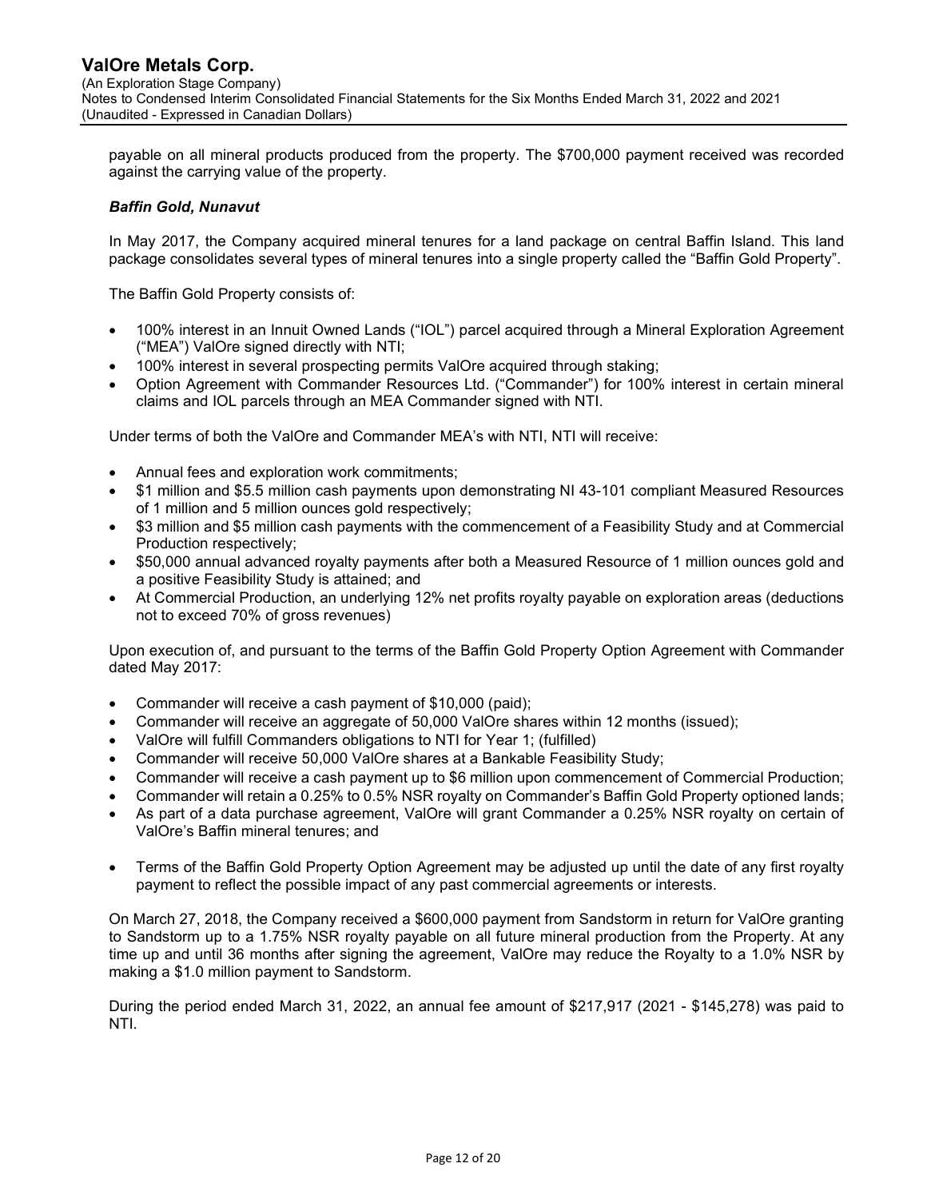payable on all mineral products produced from the property. The $700,000 payment received was recorded against the carrying value of the property.

***Baffin Gold, Nunavut***

In May 2017, the Company acquired mineral tenures for a land package on central Baffin Island. This land package consolidates several types of mineral tenures into a single property called the "Baffin Gold Property".

The Baffin Gold Property consists of:

- 100% interest in an Innuit Owned Lands ("IOL") parcel acquired through a Mineral Exploration Agreement ("MEA") ValOre signed directly with NTI;
- 100% interest in several prospecting permits ValOre acquired through staking;
- Option Agreement with Commander Resources Ltd. ("Commander") for 100% interest in certain mineral claims and IOL parcels through an MEA Commander signed with NTI.

Under terms of both the ValOre and Commander MEA's with NTI, NTI will receive:

- Annual fees and exploration work commitments;
- $1 million and $5.5 million cash payments upon demonstrating NI 43-101 compliant Measured Resources of 1 million and 5 million ounces gold respectively;
- $3 million and $5 million cash payments with the commencement of a Feasibility Study and at Commercial Production respectively;
- $50,000 annual advanced royalty payments after both a Measured Resource of 1 million ounces gold and a positive Feasibility Study is attained; and
- At Commercial Production, an underlying 12% net profits royalty payable on exploration areas (deductions not to exceed 70% of gross revenues)

Upon execution of, and pursuant to the terms of the Baffin Gold Property Option Agreement with Commander dated May 2017:

- Commander will receive a cash payment of $10,000 (paid);
- Commander will receive an aggregate of 50,000 ValOre shares within 12 months (issued);
- ValOre will fulfill Commanders obligations to NTI for Year 1; (fulfilled)
- Commander will receive 50,000 ValOre shares at a Bankable Feasibility Study;
- Commander will receive a cash payment up to $6 million upon commencement of Commercial Production;
- Commander will retain a 0.25% to 0.5% NSR royalty on Commander's Baffin Gold Property optioned lands;
- As part of a data purchase agreement, ValOre will grant Commander a 0.25% NSR royalty on certain of ValOre's Baffin mineral tenures; and
- Terms of the Baffin Gold Property Option Agreement may be adjusted up until the date of any first royalty payment to reflect the possible impact of any past commercial agreements or interests.

On March 27, 2018, the Company received a $600,000 payment from Sandstorm in return for ValOre granting to Sandstorm up to a 1.75% NSR royalty payable on all future mineral production from the Property. At any time up and until 36 months after signing the agreement, ValOre may reduce the Royalty to a 1.0% NSR by making a $1.0 million payment to Sandstorm.

During the period ended March 31, 2022, an annual fee amount of $217,917 (2021 - $145,278) was paid to NTI.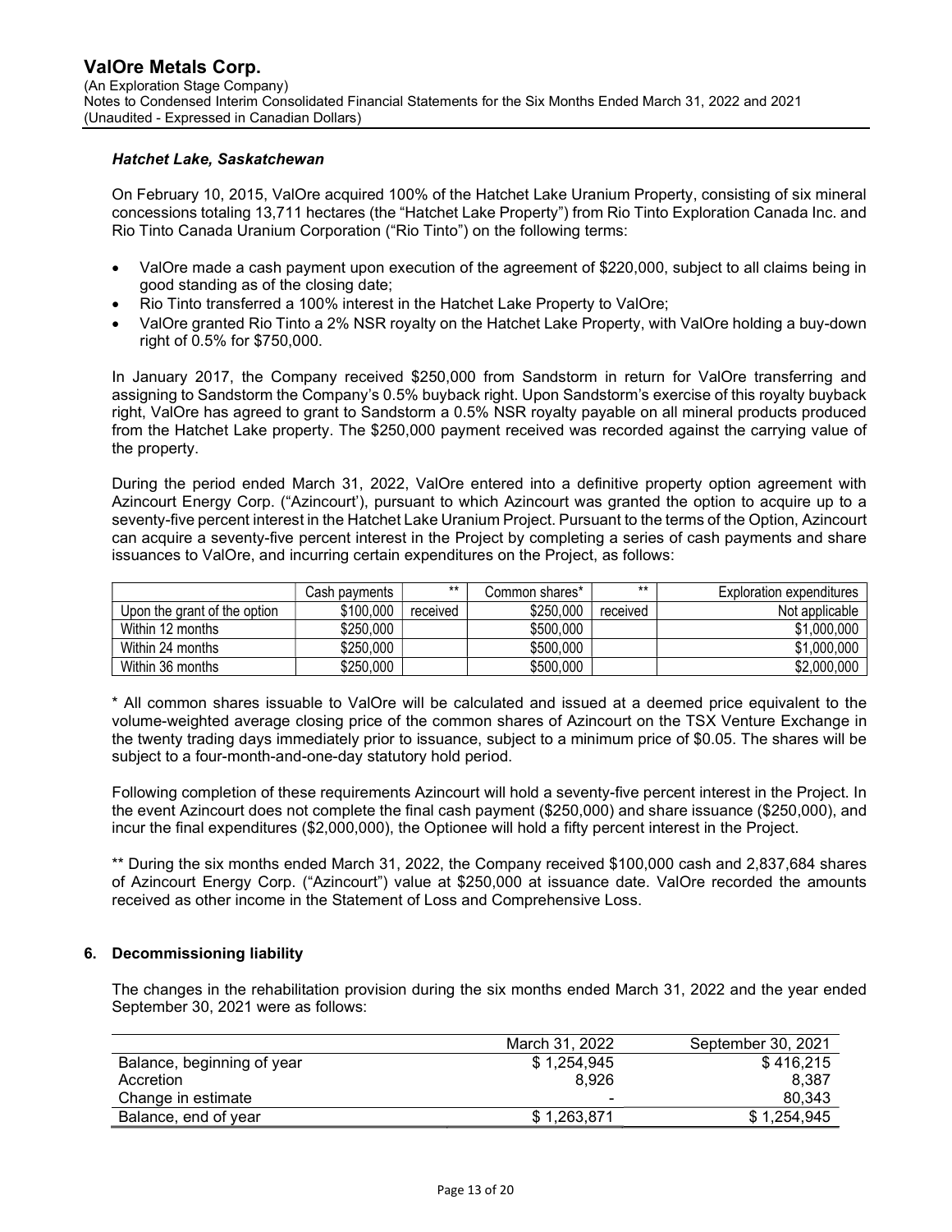# ValOre Metals Corp.

(An Exploration Stage Company)
Notes to Condensed Interim Consolidated Financial Statements for the Six Months Ended March 31, 2022 and 2021
(Unaudited - Expressed in Canadian Dollars)

***Hatchet Lake, Saskatchewan***

On February 10, 2015, ValOre acquired 100% of the Hatchet Lake Uranium Property, consisting of six mineral concessions totaling 13,711 hectares (the "Hatchet Lake Property") from Rio Tinto Exploration Canada Inc. and Rio Tinto Canada Uranium Corporation ("Rio Tinto") on the following terms:

- ValOre made a cash payment upon execution of the agreement of $220,000, subject to all claims being in good standing as of the closing date;
- Rio Tinto transferred a 100% interest in the Hatchet Lake Property to ValOre;
- ValOre granted Rio Tinto a 2% NSR royalty on the Hatchet Lake Property, with ValOre holding a buy-down right of 0.5% for $750,000.

In January 2017, the Company received $250,000 from Sandstorm in return for ValOre transferring and assigning to Sandstorm the Company's 0.5% buyback right. Upon Sandstorm's exercise of this royalty buyback right, ValOre has agreed to grant to Sandstorm a 0.5% NSR royalty payable on all mineral products produced from the Hatchet Lake property. The $250,000 payment received was recorded against the carrying value of the property.

During the period ended March 31, 2022, ValOre entered into a definitive property option agreement with Azincourt Energy Corp. ("Azincourt'), pursuant to which Azincourt was granted the option to acquire up to a seventy-five percent interest in the Hatchet Lake Uranium Project. Pursuant to the terms of the Option, Azincourt can acquire a seventy-five percent interest in the Project by completing a series of cash payments and share issuances to ValOre, and incurring certain expenditures on the Project, as follows:

| | Cash payments | ** | Common shares* | ** | Exploration expenditures |
|---|---|---|---|---|---|
| Upon the grant of the option | $100,000 | received | $250,000 | received | Not applicable |
| Within 12 months | $250,000 | | $500,000 | | $1,000,000 |
| Within 24 months | $250,000 | | $500,000 | | $1,000,000 |
| Within 36 months | $250,000 | | $500,000 | | $2,000,000 |

\* All common shares issuable to ValOre will be calculated and issued at a deemed price equivalent to the volume-weighted average closing price of the common shares of Azincourt on the TSX Venture Exchange in the twenty trading days immediately prior to issuance, subject to a minimum price of $0.05. The shares will be subject to a four-month-and-one-day statutory hold period.

Following completion of these requirements Azincourt will hold a seventy-five percent interest in the Project. In the event Azincourt does not complete the final cash payment ($250,000) and share issuance ($250,000), and incur the final expenditures ($2,000,000), the Optionee will hold a fifty percent interest in the Project.

\*\* During the six months ended March 31, 2022, the Company received $100,000 cash and 2,837,684 shares of Azincourt Energy Corp. ("Azincourt") value at $250,000 at issuance date. ValOre recorded the amounts received as other income in the Statement of Loss and Comprehensive Loss.

## 6. Decommissioning liability

The changes in the rehabilitation provision during the six months ended March 31, 2022 and the year ended September 30, 2021 were as follows:

| | March 31, 2022 | September 30, 2021 |
|---|---|---|
| Balance, beginning of year | $ 1,254,945 | $ 416,215 |
| Accretion | 8,926 | 8,387 |
| Change in estimate | - | 80,343 |
| Balance, end of year | $ 1,263,871 | $ 1,254,945 |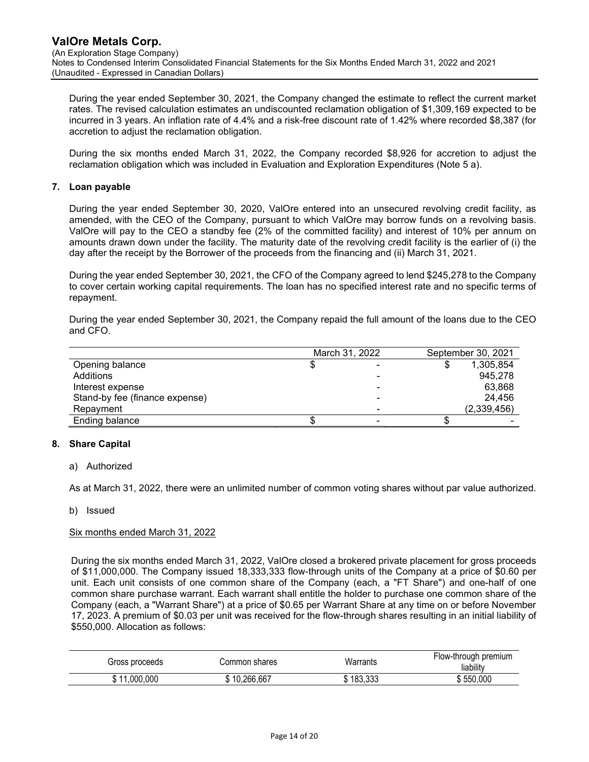During the year ended September 30, 2021, the Company changed the estimate to reflect the current market rates. The revised calculation estimates an undiscounted reclamation obligation of $1,309,169 expected to be incurred in 3 years. An inflation rate of 4.4% and a risk-free discount rate of 1.42% where recorded $8,387 (for accretion to adjust the reclamation obligation.

During the six months ended March 31, 2022, the Company recorded $8,926 for accretion to adjust the reclamation obligation which was included in Evaluation and Exploration Expenditures (Note 5 a).

## 7. Loan payable

During the year ended September 30, 2020, ValOre entered into an unsecured revolving credit facility, as amended, with the CEO of the Company, pursuant to which ValOre may borrow funds on a revolving basis. ValOre will pay to the CEO a standby fee (2% of the committed facility) and interest of 10% per annum on amounts drawn down under the facility. The maturity date of the revolving credit facility is the earlier of (i) the day after the receipt by the Borrower of the proceeds from the financing and (ii) March 31, 2021.

During the year ended September 30, 2021, the CFO of the Company agreed to lend $245,278 to the Company to cover certain working capital requirements. The loan has no specified interest rate and no specific terms of repayment.

During the year ended September 30, 2021, the Company repaid the full amount of the loans due to the CEO and CFO.

| | March 31, 2022 | September 30, 2021 |
|---|---|---|
| Opening balance | $ - | $ 1,305,854 |
| Additions | - | 945,278 |
| Interest expense | - | 63,868 |
| Stand-by fee (finance expense) | - | 24,456 |
| Repayment | - | (2,339,456) |
| Ending balance | $ - | $ - |

## 8. Share Capital

a) Authorized

As at March 31, 2022, there were an unlimited number of common voting shares without par value authorized.

b) Issued

Six months ended March 31, 2022

During the six months ended March 31, 2022, ValOre closed a brokered private placement for gross proceeds of $11,000,000. The Company issued 18,333,333 flow-through units of the Company at a price of $0.60 per unit. Each unit consists of one common share of the Company (each, a "FT Share") and one-half of one common share purchase warrant. Each warrant shall entitle the holder to purchase one common share of the Company (each, a "Warrant Share") at a price of $0.65 per Warrant Share at any time on or before November 17, 2023. A premium of $0.03 per unit was received for the flow-through shares resulting in an initial liability of $550,000. Allocation as follows:

| Gross proceeds | Common shares | Warrants | Flow-through premium liability |
|---|---|---|---|
| $ 11,000,000 | $ 10,266,667 | $ 183,333 | $ 550,000 |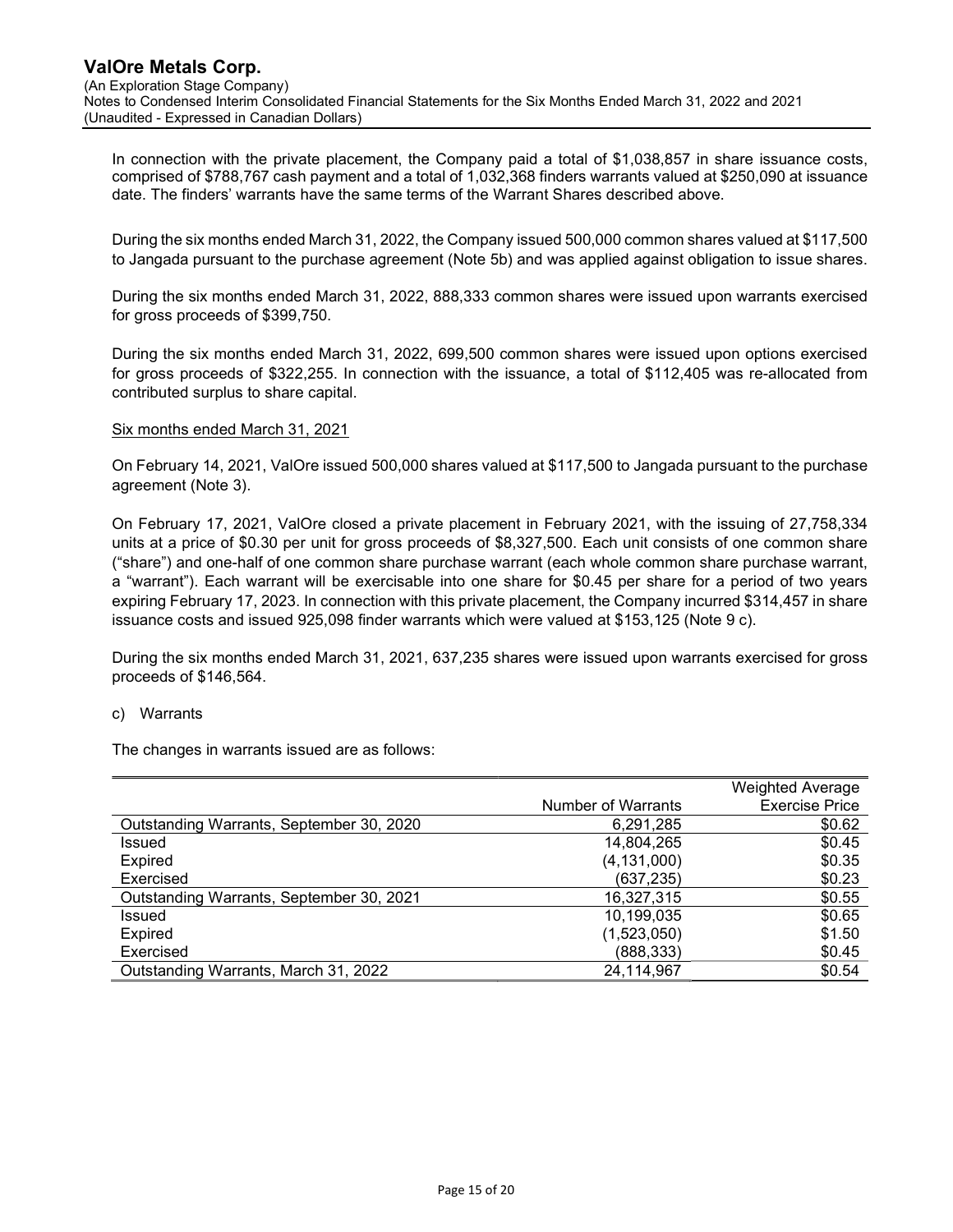In connection with the private placement, the Company paid a total of $1,038,857 in share issuance costs, comprised of $788,767 cash payment and a total of 1,032,368 finders warrants valued at $250,090 at issuance date. The finders' warrants have the same terms of the Warrant Shares described above.

During the six months ended March 31, 2022, the Company issued 500,000 common shares valued at $117,500 to Jangada pursuant to the purchase agreement (Note 5b) and was applied against obligation to issue shares.

During the six months ended March 31, 2022, 888,333 common shares were issued upon warrants exercised for gross proceeds of $399,750.

During the six months ended March 31, 2022, 699,500 common shares were issued upon options exercised for gross proceeds of $322,255. In connection with the issuance, a total of $112,405 was re-allocated from contributed surplus to share capital.

Six months ended March 31, 2021

On February 14, 2021, ValOre issued 500,000 shares valued at $117,500 to Jangada pursuant to the purchase agreement (Note 3).

On February 17, 2021, ValOre closed a private placement in February 2021, with the issuing of 27,758,334 units at a price of $0.30 per unit for gross proceeds of $8,327,500. Each unit consists of one common share ("share") and one-half of one common share purchase warrant (each whole common share purchase warrant, a "warrant"). Each warrant will be exercisable into one share for $0.45 per share for a period of two years expiring February 17, 2023. In connection with this private placement, the Company incurred $314,457 in share issuance costs and issued 925,098 finder warrants which were valued at $153,125 (Note 9 c).

During the six months ended March 31, 2021, 637,235 shares were issued upon warrants exercised for gross proceeds of $146,564.

c) Warrants

The changes in warrants issued are as follows:

| | Number of Warrants | Weighted Average Exercise Price |
|---|---|---|
| Outstanding Warrants, September 30, 2020 | 6,291,285 | $0.62 |
| Issued | 14,804,265 | $0.45 |
| Expired | (4,131,000) | $0.35 |
| Exercised | (637,235) | $0.23 |
| Outstanding Warrants, September 30, 2021 | 16,327,315 | $0.55 |
| Issued | 10,199,035 | $0.65 |
| Expired | (1,523,050) | $1.50 |
| Exercised | (888,333) | $0.45 |
| Outstanding Warrants, March 31, 2022 | 24,114,967 | $0.54 |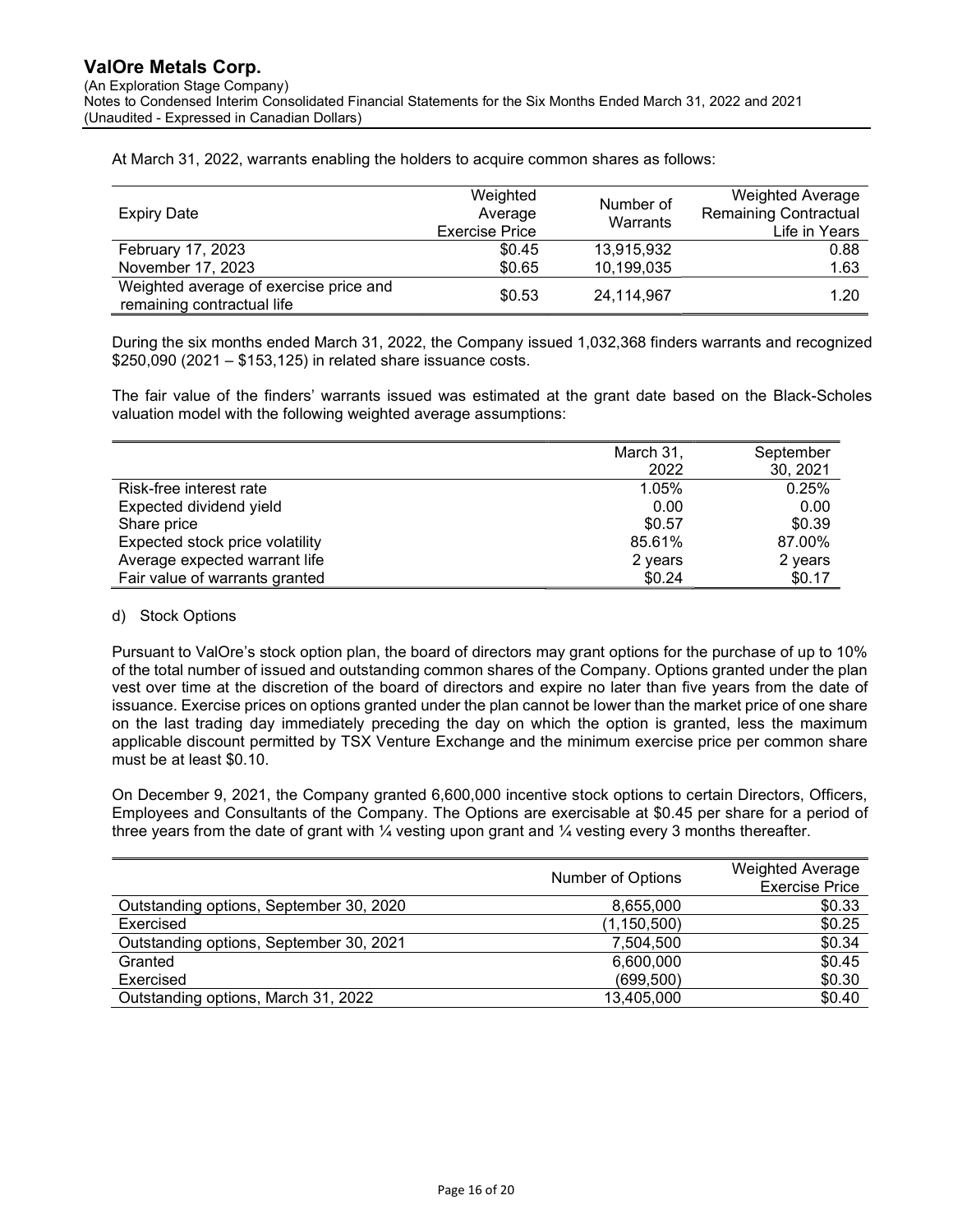At March 31, 2022, warrants enabling the holders to acquire common shares as follows:

| Expiry Date | Weighted Average Exercise Price | Number of Warrants | Weighted Average Remaining Contractual Life in Years |
|---|---|---|---|
| February 17, 2023 | $0.45 | 13,915,932 | 0.88 |
| November 17, 2023 | $0.65 | 10,199,035 | 1.63 |
| Weighted average of exercise price and remaining contractual life | $0.53 | 24,114,967 | 1.20 |

During the six months ended March 31, 2022, the Company issued 1,032,368 finders warrants and recognized $250,090 (2021 – $153,125) in related share issuance costs.

The fair value of the finders' warrants issued was estimated at the grant date based on the Black-Scholes valuation model with the following weighted average assumptions:

| | March 31, 2022 | September 30, 2021 |
|---|---|---|
| Risk-free interest rate | 1.05% | 0.25% |
| Expected dividend yield | 0.00 | 0.00 |
| Share price | $0.57 | $0.39 |
| Expected stock price volatility | 85.61% | 87.00% |
| Average expected warrant life | 2 years | 2 years |
| Fair value of warrants granted | $0.24 | $0.17 |

d) Stock Options

Pursuant to ValOre's stock option plan, the board of directors may grant options for the purchase of up to 10% of the total number of issued and outstanding common shares of the Company. Options granted under the plan vest over time at the discretion of the board of directors and expire no later than five years from the date of issuance. Exercise prices on options granted under the plan cannot be lower than the market price of one share on the last trading day immediately preceding the day on which the option is granted, less the maximum applicable discount permitted by TSX Venture Exchange and the minimum exercise price per common share must be at least $0.10.

On December 9, 2021, the Company granted 6,600,000 incentive stock options to certain Directors, Officers, Employees and Consultants of the Company. The Options are exercisable at $0.45 per share for a period of three years from the date of grant with ¼ vesting upon grant and ¼ vesting every 3 months thereafter.

| | Number of Options | Weighted Average Exercise Price |
|---|---|---|
| Outstanding options, September 30, 2020 | 8,655,000 | $0.33 |
| Exercised | (1,150,500) | $0.25 |
| Outstanding options, September 30, 2021 | 7,504,500 | $0.34 |
| Granted | 6,600,000 | $0.45 |
| Exercised | (699,500) | $0.30 |
| Outstanding options, March 31, 2022 | 13,405,000 | $0.40 |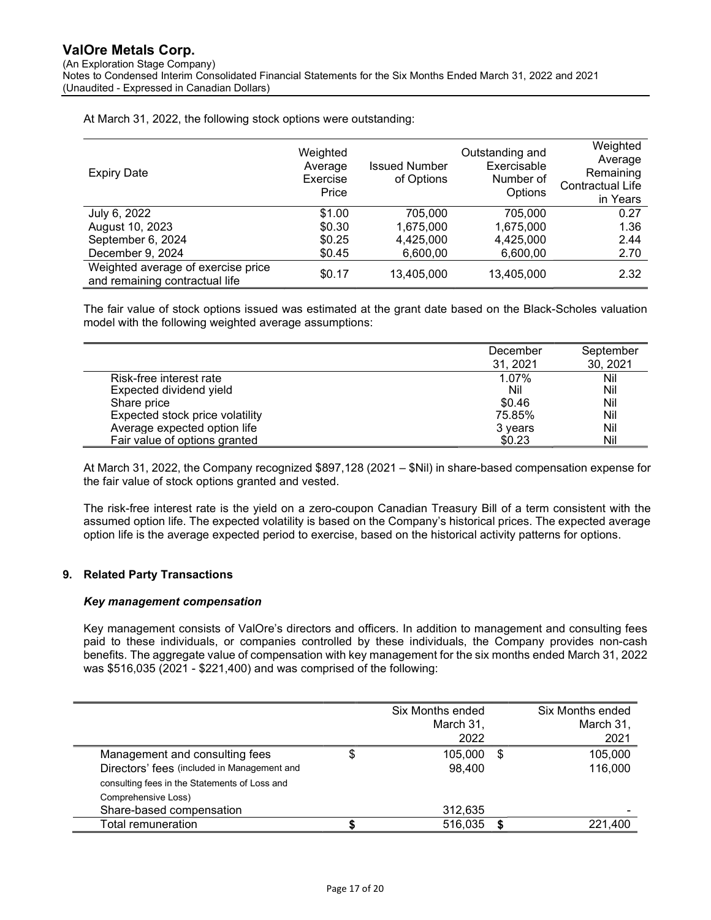At March 31, 2022, the following stock options were outstanding:

| Expiry Date | Weighted Average Exercise Price | Issued Number of Options | Outstanding and Exercisable Number of Options | Weighted Average Remaining Contractual Life in Years |
|---|---|---|---|---|
| July 6, 2022 | $1.00 | 705,000 | 705,000 | 0.27 |
| August 10, 2023 | $0.30 | 1,675,000 | 1,675,000 | 1.36 |
| September 6, 2024 | $0.25 | 4,425,000 | 4,425,000 | 2.44 |
| December 9, 2024 | $0.45 | 6,600,00 | 6,600,00 | 2.70 |
| Weighted average of exercise price and remaining contractual life | $0.17 | 13,405,000 | 13,405,000 | 2.32 |

The fair value of stock options issued was estimated at the grant date based on the Black-Scholes valuation model with the following weighted average assumptions:

| | December 31, 2021 | September 30, 2021 |
|---|---|---|
| Risk-free interest rate | 1.07% | Nil |
| Expected dividend yield | Nil | Nil |
| Share price | $0.46 | Nil |
| Expected stock price volatility | 75.85% | Nil |
| Average expected option life | 3 years | Nil |
| Fair value of options granted | $0.23 | Nil |

At March 31, 2022, the Company recognized $897,128 (2021 – $Nil) in share-based compensation expense for the fair value of stock options granted and vested.

The risk-free interest rate is the yield on a zero-coupon Canadian Treasury Bill of a term consistent with the assumed option life. The expected volatility is based on the Company's historical prices. The expected average option life is the average expected period to exercise, based on the historical activity patterns for options.

## 9. Related Party Transactions

### *Key management compensation*

Key management consists of ValOre's directors and officers. In addition to management and consulting fees paid to these individuals, or companies controlled by these individuals, the Company provides non-cash benefits. The aggregate value of compensation with key management for the six months ended March 31, 2022 was $516,035 (2021 - $221,400) and was comprised of the following:

| | Six Months ended March 31, 2022 | Six Months ended March 31, 2021 |
|---|---|---|
| Management and consulting fees | $ 105,000 | $ 105,000 |
| Directors' fees (included in Management and consulting fees in the Statements of Loss and Comprehensive Loss) | 98,400 | 116,000 |
| Share-based compensation | 312,635 | - |
| Total remuneration | **$** 516,035 | **$** 221,400 |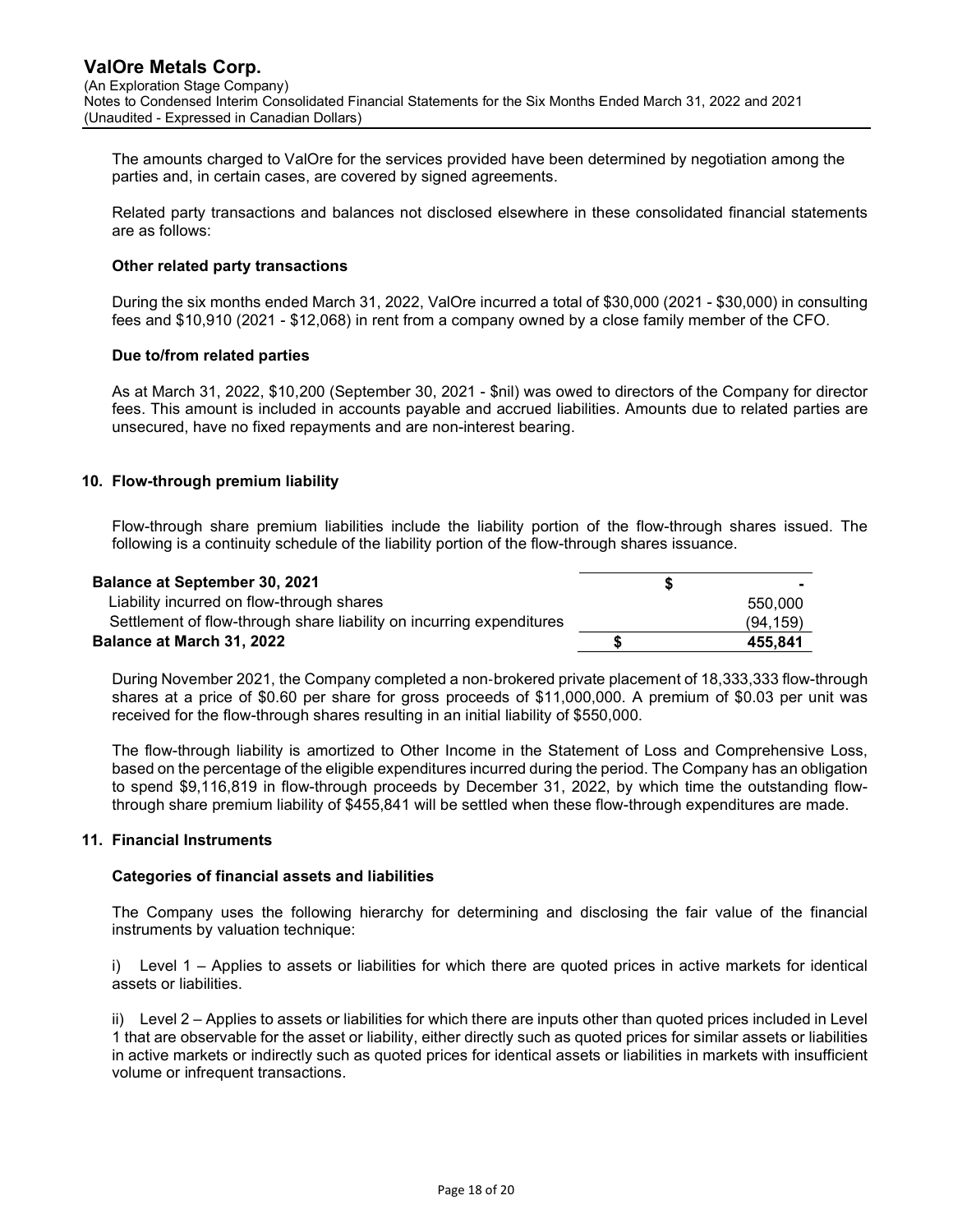The amounts charged to ValOre for the services provided have been determined by negotiation among the parties and, in certain cases, are covered by signed agreements.

Related party transactions and balances not disclosed elsewhere in these consolidated financial statements are as follows:

**Other related party transactions**

During the six months ended March 31, 2022, ValOre incurred a total of $30,000 (2021 - $30,000) in consulting fees and $10,910 (2021 - $12,068) in rent from a company owned by a close family member of the CFO.

**Due to/from related parties**

As at March 31, 2022, $10,200 (September 30, 2021 - $nil) was owed to directors of the Company for director fees. This amount is included in accounts payable and accrued liabilities. Amounts due to related parties are unsecured, have no fixed repayments and are non-interest bearing.

## 10. Flow-through premium liability

Flow-through share premium liabilities include the liability portion of the flow-through shares issued. The following is a continuity schedule of the liability portion of the flow-through shares issuance.

| | | |
|---|---|---|
| **Balance at September 30, 2021** | $ | - |
| Liability incurred on flow-through shares | | 550,000 |
| Settlement of flow-through share liability on incurring expenditures | | (94,159) |
| **Balance at March 31, 2022** | **$** | **455,841** |

During November 2021, the Company completed a non-brokered private placement of 18,333,333 flow-through shares at a price of $0.60 per share for gross proceeds of $11,000,000. A premium of $0.03 per unit was received for the flow-through shares resulting in an initial liability of $550,000.

The flow-through liability is amortized to Other Income in the Statement of Loss and Comprehensive Loss, based on the percentage of the eligible expenditures incurred during the period. The Company has an obligation to spend $9,116,819 in flow-through proceeds by December 31, 2022, by which time the outstanding flow-through share premium liability of $455,841 will be settled when these flow-through expenditures are made.

## 11. Financial Instruments

**Categories of financial assets and liabilities**

The Company uses the following hierarchy for determining and disclosing the fair value of the financial instruments by valuation technique:

i) Level 1 – Applies to assets or liabilities for which there are quoted prices in active markets for identical assets or liabilities.

ii) Level 2 – Applies to assets or liabilities for which there are inputs other than quoted prices included in Level 1 that are observable for the asset or liability, either directly such as quoted prices for similar assets or liabilities in active markets or indirectly such as quoted prices for identical assets or liabilities in markets with insufficient volume or infrequent transactions.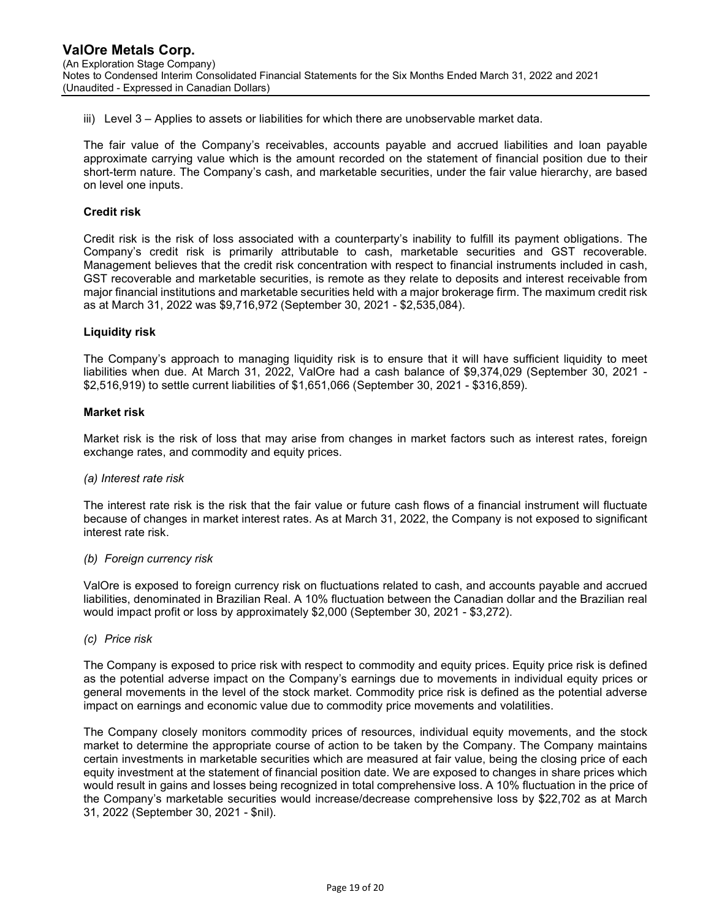iii) Level 3 – Applies to assets or liabilities for which there are unobservable market data.

The fair value of the Company's receivables, accounts payable and accrued liabilities and loan payable approximate carrying value which is the amount recorded on the statement of financial position due to their short-term nature. The Company's cash, and marketable securities, under the fair value hierarchy, are based on level one inputs.

**Credit risk**

Credit risk is the risk of loss associated with a counterparty's inability to fulfill its payment obligations. The Company's credit risk is primarily attributable to cash, marketable securities and GST recoverable. Management believes that the credit risk concentration with respect to financial instruments included in cash, GST recoverable and marketable securities, is remote as they relate to deposits and interest receivable from major financial institutions and marketable securities held with a major brokerage firm. The maximum credit risk as at March 31, 2022 was $9,716,972 (September 30, 2021 - $2,535,084).

**Liquidity risk**

The Company's approach to managing liquidity risk is to ensure that it will have sufficient liquidity to meet liabilities when due. At March 31, 2022, ValOre had a cash balance of $9,374,029 (September 30, 2021 - $2,516,919) to settle current liabilities of $1,651,066 (September 30, 2021 - $316,859).

**Market risk**

Market risk is the risk of loss that may arise from changes in market factors such as interest rates, foreign exchange rates, and commodity and equity prices.

*(a) Interest rate risk*

The interest rate risk is the risk that the fair value or future cash flows of a financial instrument will fluctuate because of changes in market interest rates. As at March 31, 2022, the Company is not exposed to significant interest rate risk.

*(b) Foreign currency risk*

ValOre is exposed to foreign currency risk on fluctuations related to cash, and accounts payable and accrued liabilities, denominated in Brazilian Real. A 10% fluctuation between the Canadian dollar and the Brazilian real would impact profit or loss by approximately $2,000 (September 30, 2021 - $3,272).

*(c) Price risk*

The Company is exposed to price risk with respect to commodity and equity prices. Equity price risk is defined as the potential adverse impact on the Company's earnings due to movements in individual equity prices or general movements in the level of the stock market. Commodity price risk is defined as the potential adverse impact on earnings and economic value due to commodity price movements and volatilities.

The Company closely monitors commodity prices of resources, individual equity movements, and the stock market to determine the appropriate course of action to be taken by the Company. The Company maintains certain investments in marketable securities which are measured at fair value, being the closing price of each equity investment at the statement of financial position date. We are exposed to changes in share prices which would result in gains and losses being recognized in total comprehensive loss. A 10% fluctuation in the price of the Company's marketable securities would increase/decrease comprehensive loss by $22,702 as at March 31, 2022 (September 30, 2021 - $nil).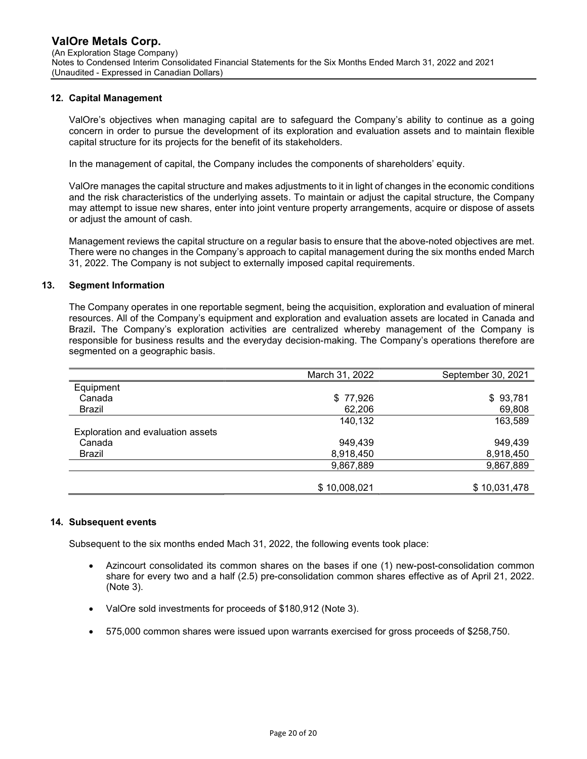## 12. Capital Management

ValOre's objectives when managing capital are to safeguard the Company's ability to continue as a going concern in order to pursue the development of its exploration and evaluation assets and to maintain flexible capital structure for its projects for the benefit of its stakeholders.

In the management of capital, the Company includes the components of shareholders' equity.

ValOre manages the capital structure and makes adjustments to it in light of changes in the economic conditions and the risk characteristics of the underlying assets. To maintain or adjust the capital structure, the Company may attempt to issue new shares, enter into joint venture property arrangements, acquire or dispose of assets or adjust the amount of cash.

Management reviews the capital structure on a regular basis to ensure that the above-noted objectives are met. There were no changes in the Company's approach to capital management during the six months ended March 31, 2022. The Company is not subject to externally imposed capital requirements.

## 13. Segment Information

The Company operates in one reportable segment, being the acquisition, exploration and evaluation of mineral resources. All of the Company's equipment and exploration and evaluation assets are located in Canada and Brazil**.** The Company's exploration activities are centralized whereby management of the Company is responsible for business results and the everyday decision-making. The Company's operations therefore are segmented on a geographic basis.

| | March 31, 2022 | September 30, 2021 |
|---|---|---|
| Equipment | | |
| Canada | $ 77,926 | $ 93,781 |
| Brazil | 62,206 | 69,808 |
| | 140,132 | 163,589 |
| Exploration and evaluation assets | | |
| Canada | 949,439 | 949,439 |
| Brazil | 8,918,450 | 8,918,450 |
| | 9,867,889 | 9,867,889 |
| | $ 10,008,021 | $ 10,031,478 |

## 14. Subsequent events

Subsequent to the six months ended Mach 31, 2022, the following events took place:

- Azincourt consolidated its common shares on the bases if one (1) new-post-consolidation common share for every two and a half (2.5) pre-consolidation common shares effective as of April 21, 2022. (Note 3).
- ValOre sold investments for proceeds of $180,912 (Note 3).
- 575,000 common shares were issued upon warrants exercised for gross proceeds of $258,750.